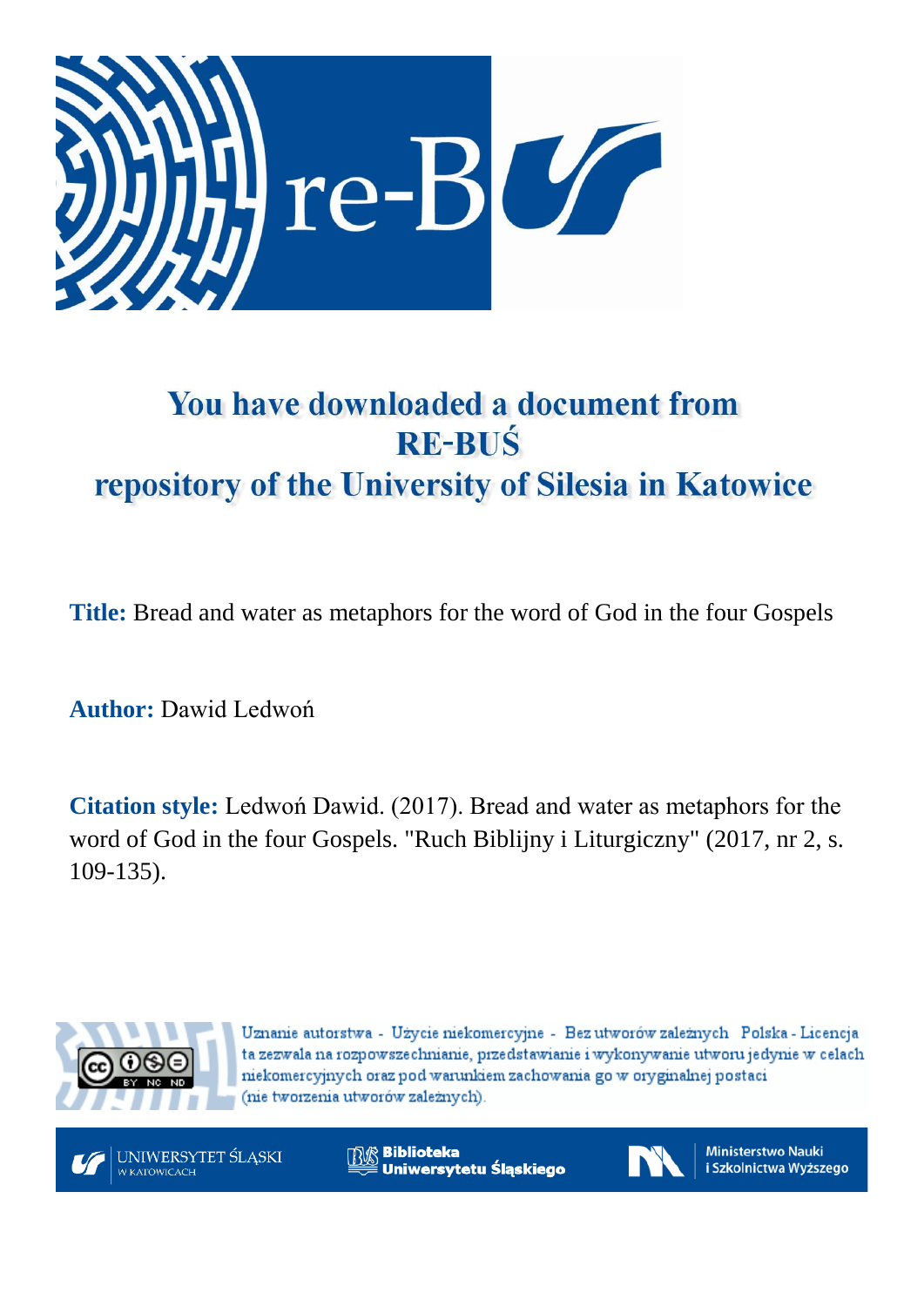# You have downloaded a document from RE-BUŚ repository of the University of Silesia in Katowice

**Title:** Bread and water as metaphors for the word of God in the four Gospels

**Author:** Dawid Ledwoń

**Citation style:** Ledwoń Dawid. (2017). Bread and water as metaphors for the word of God in the four Gospels. "Ruch Biblijny i Liturgiczny" (2017, nr 2, s. 109-135).

Uznanie autorstwa - Użycie niekomercyjne - Bez utworów zależnych Polska - Licencja ta zezwala na rozpowszechnianie, przedstawianie i wykonywanie utworu jedynie w celach niekomercyjnych oraz pod warunkiem zachowania go w oryginalnej postaci (nie tworzenia utworów zależnych).

UNIWERSYTET ŚLĄSKI W KATOWICACH

Biblioteka Uniwersytetu Śląskiego

Ministerstwo Nauki i Szkolnictwa Wyższego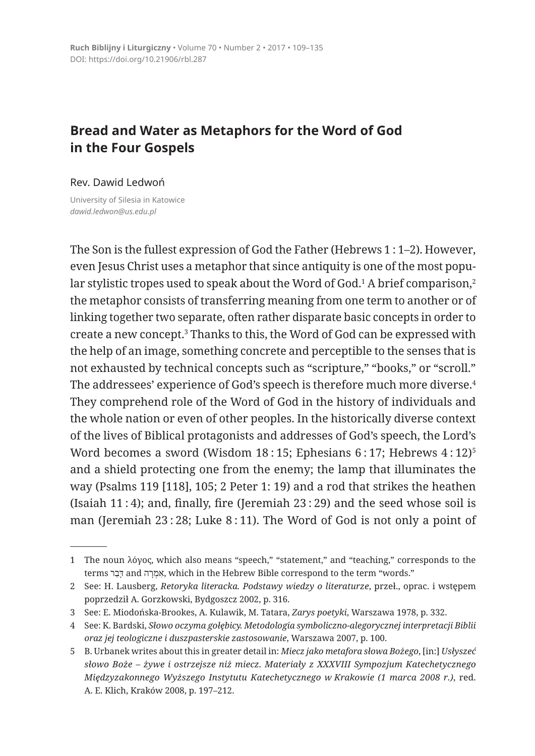# Bread and Water as Metaphors for the Word of God in the Four Gospels

Rev. Dawid Ledwoń

University of Silesia in Katowice
*dawid.ledwon@us.edu.pl*

The Son is the fullest expression of God the Father (Hebrews 1 : 1–2). However, even Jesus Christ uses a metaphor that since antiquity is one of the most popular stylistic tropes used to speak about the Word of God.[1] A brief comparison,[2] the metaphor consists of transferring meaning from one term to another or of linking together two separate, often rather disparate basic concepts in order to create a new concept.[3] Thanks to this, the Word of God can be expressed with the help of an image, something concrete and perceptible to the senses that is not exhausted by technical concepts such as "scripture," "books," or "scroll." The addressees' experience of God's speech is therefore much more diverse.[4] They comprehend role of the Word of God in the history of individuals and the whole nation or even of other peoples. In the historically diverse context of the lives of Biblical protagonists and addresses of God's speech, the Lord's Word becomes a sword (Wisdom 18 : 15; Ephesians 6 : 17; Hebrews 4 : 12)[5] and a shield protecting one from the enemy; the lamp that illuminates the way (Psalms 119 [118], 105; 2 Peter 1: 19) and a rod that strikes the heathen (Isaiah 11 : 4); and, finally, fire (Jeremiah 23 : 29) and the seed whose soil is man (Jeremiah 23 : 28; Luke 8 : 11). The Word of God is not only a point of

---

1 The noun λόγος, which also means "speech," "statement," and "teaching," corresponds to the terms דָּבָר and אִמְרָה, which in the Hebrew Bible correspond to the term "words."

2 See: H. Lausberg, *Retoryka literacka. Podstawy wiedzy o literaturze*, przeł., oprac. i wstępem poprzedził A. Gorzkowski, Bydgoszcz 2002, p. 316.

3 See: E. Miodońska-Brookes, A. Kulawik, M. Tatara, *Zarys poetyki*, Warszawa 1978, p. 332.

4 See: K. Bardski, *Słowo oczyma gołębicy. Metodologia symboliczno-alegorycznej interpretacji Biblii oraz jej teologiczne i duszpasterskie zastosowanie*, Warszawa 2007, p. 100.

5 B. Urbanek writes about this in greater detail in: *Miecz jako metafora słowa Bożego*, [in:] *Usłyszeć słowo Boże – żywe i ostrzejsze niż miecz. Materiały z XXXVIII Sympozjum Katechetycznego Międzyzakonnego Wyższego Instytutu Katechetycznego w Krakowie (1 marca 2008 r.)*, red. A. E. Klich, Kraków 2008, p. 197–212.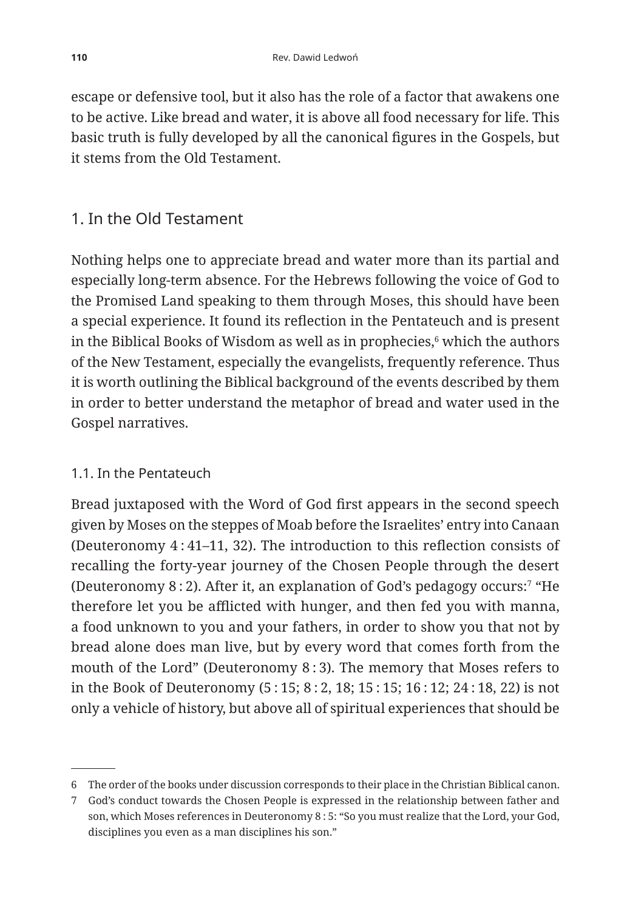escape or defensive tool, but it also has the role of a factor that awakens one to be active. Like bread and water, it is above all food necessary for life. This basic truth is fully developed by all the canonical figures in the Gospels, but it stems from the Old Testament.

## 1. In the Old Testament

Nothing helps one to appreciate bread and water more than its partial and especially long-term absence. For the Hebrews following the voice of God to the Promised Land speaking to them through Moses, this should have been a special experience. It found its reflection in the Pentateuch and is present in the Biblical Books of Wisdom as well as in prophecies,[6] which the authors of the New Testament, especially the evangelists, frequently reference. Thus it is worth outlining the Biblical background of the events described by them in order to better understand the metaphor of bread and water used in the Gospel narratives.

### 1.1. In the Pentateuch

Bread juxtaposed with the Word of God first appears in the second speech given by Moses on the steppes of Moab before the Israelites' entry into Canaan (Deuteronomy 4 : 41–11, 32). The introduction to this reflection consists of recalling the forty-year journey of the Chosen People through the desert (Deuteronomy 8 : 2). After it, an explanation of God's pedagogy occurs:[7] "He therefore let you be afflicted with hunger, and then fed you with manna, a food unknown to you and your fathers, in order to show you that not by bread alone does man live, but by every word that comes forth from the mouth of the Lord" (Deuteronomy 8 : 3). The memory that Moses refers to in the Book of Deuteronomy (5 : 15; 8 : 2, 18; 15 : 15; 16 : 12; 24 : 18, 22) is not only a vehicle of history, but above all of spiritual experiences that should be

---

6 The order of the books under discussion corresponds to their place in the Christian Biblical canon.

7 God's conduct towards the Chosen People is expressed in the relationship between father and son, which Moses references in Deuteronomy 8 : 5: "So you must realize that the Lord, your God, disciplines you even as a man disciplines his son."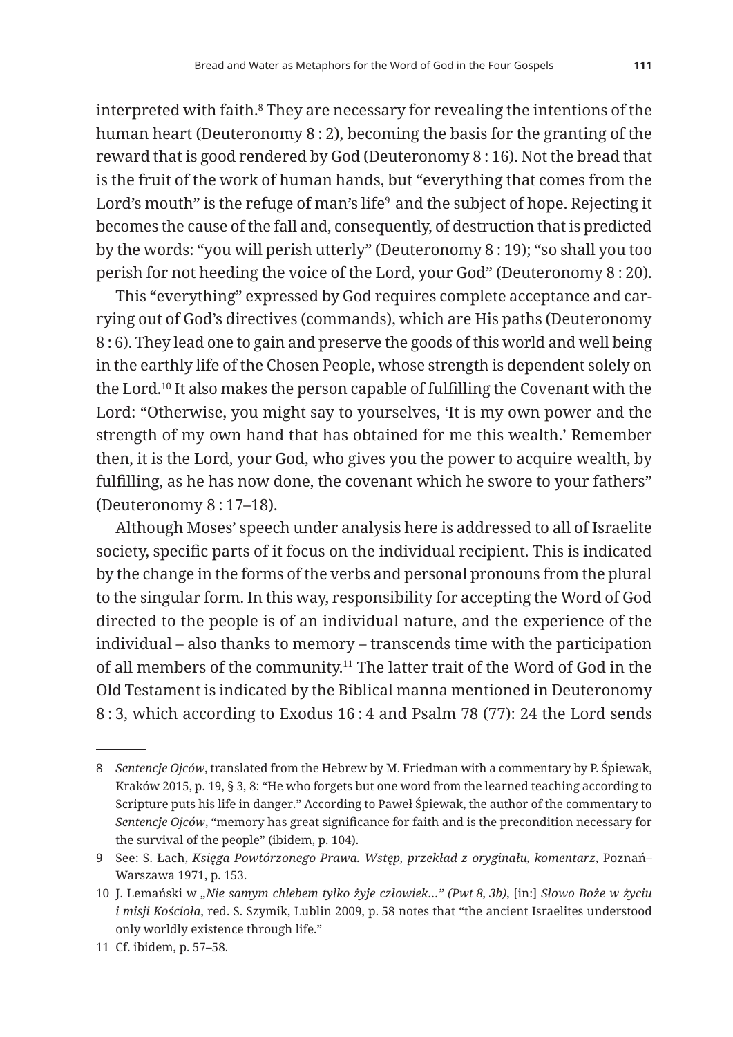interpreted with faith.[8] They are necessary for revealing the intentions of the human heart (Deuteronomy 8 : 2), becoming the basis for the granting of the reward that is good rendered by God (Deuteronomy 8 : 16). Not the bread that is the fruit of the work of human hands, but "everything that comes from the Lord's mouth" is the refuge of man's life[9] and the subject of hope. Rejecting it becomes the cause of the fall and, consequently, of destruction that is predicted by the words: "you will perish utterly" (Deuteronomy 8 : 19); "so shall you too perish for not heeding the voice of the Lord, your God" (Deuteronomy 8 : 20).

This "everything" expressed by God requires complete acceptance and carrying out of God's directives (commands), which are His paths (Deuteronomy 8 : 6). They lead one to gain and preserve the goods of this world and well being in the earthly life of the Chosen People, whose strength is dependent solely on the Lord.[10] It also makes the person capable of fulfilling the Covenant with the Lord: "Otherwise, you might say to yourselves, 'It is my own power and the strength of my own hand that has obtained for me this wealth.' Remember then, it is the Lord, your God, who gives you the power to acquire wealth, by fulfilling, as he has now done, the covenant which he swore to your fathers" (Deuteronomy 8 : 17–18).

Although Moses' speech under analysis here is addressed to all of Israelite society, specific parts of it focus on the individual recipient. This is indicated by the change in the forms of the verbs and personal pronouns from the plural to the singular form. In this way, responsibility for accepting the Word of God directed to the people is of an individual nature, and the experience of the individual – also thanks to memory – transcends time with the participation of all members of the community.[11] The latter trait of the Word of God in the Old Testament is indicated by the Biblical manna mentioned in Deuteronomy 8 : 3, which according to Exodus 16 : 4 and Psalm 78 (77): 24 the Lord sends

---

8 *Sentencje Ojców*, translated from the Hebrew by M. Friedman with a commentary by P. Śpiewak, Kraków 2015, p. 19, § 3, 8: "He who forgets but one word from the learned teaching according to Scripture puts his life in danger." According to Paweł Śpiewak, the author of the commentary to *Sentencje Ojców*, "memory has great significance for faith and is the precondition necessary for the survival of the people" (ibidem, p. 104).

9 See: S. Łach, *Księga Powtórzonego Prawa. Wstęp, przekład z oryginału, komentarz*, Poznań–Warszawa 1971, p. 153.

10 J. Lemański w *„Nie samym chlebem tylko żyje człowiek…" (Pwt 8, 3b)*, [in:] *Słowo Boże w życiu i misji Kościoła*, red. S. Szymik, Lublin 2009, p. 58 notes that "the ancient Israelites understood only worldly existence through life."

11 Cf. ibidem, p. 57–58.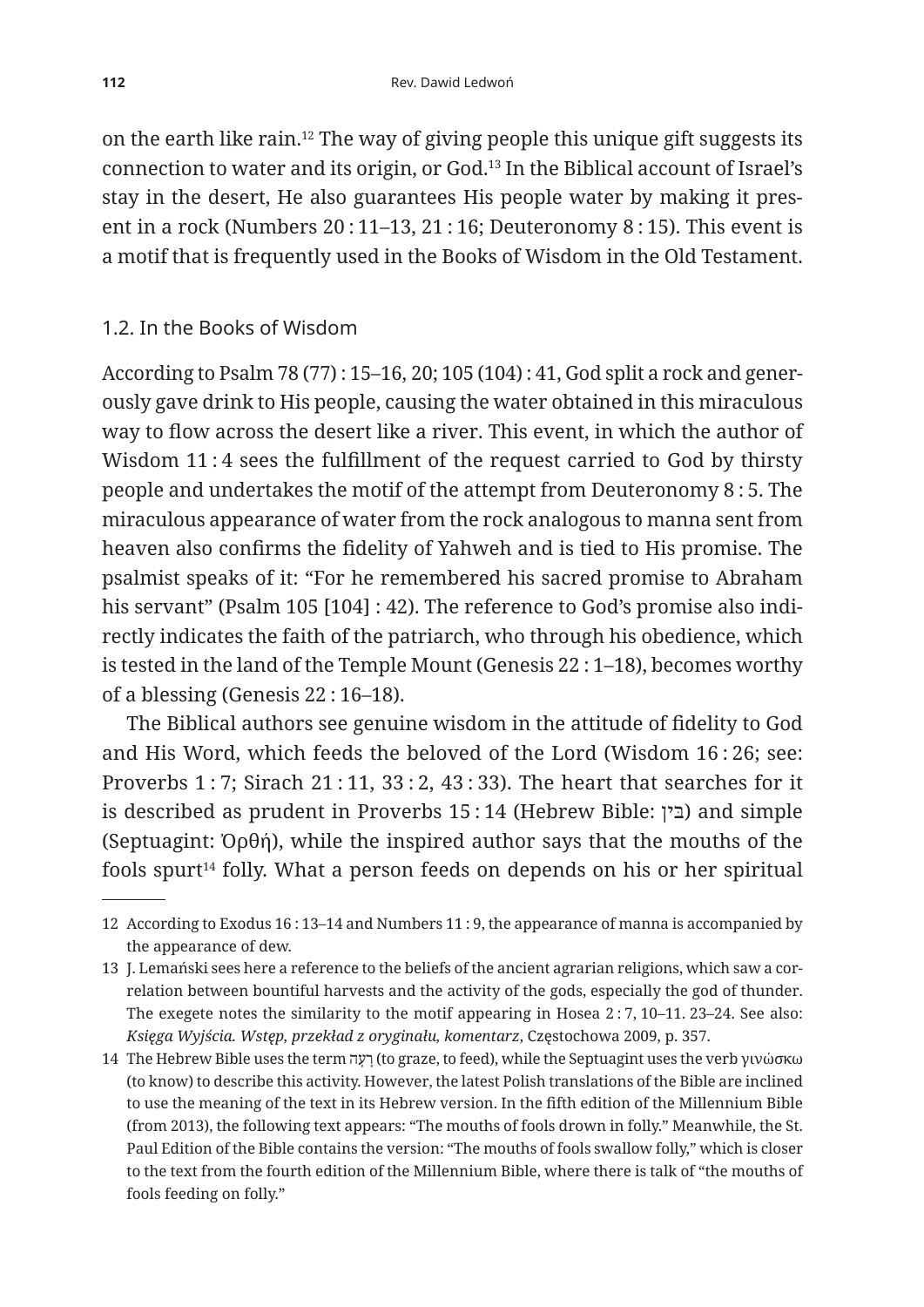on the earth like rain.[12] The way of giving people this unique gift suggests its connection to water and its origin, or God.[13] In the Biblical account of Israel's stay in the desert, He also guarantees His people water by making it present in a rock (Numbers 20 : 11–13, 21 : 16; Deuteronomy 8 : 15). This event is a motif that is frequently used in the Books of Wisdom in the Old Testament.

### 1.2. In the Books of Wisdom

According to Psalm 78 (77) : 15–16, 20; 105 (104) : 41, God split a rock and generously gave drink to His people, causing the water obtained in this miraculous way to flow across the desert like a river. This event, in which the author of Wisdom 11 : 4 sees the fulfillment of the request carried to God by thirsty people and undertakes the motif of the attempt from Deuteronomy 8 : 5. The miraculous appearance of water from the rock analogous to manna sent from heaven also confirms the fidelity of Yahweh and is tied to His promise. The psalmist speaks of it: "For he remembered his sacred promise to Abraham his servant" (Psalm 105 [104] : 42). The reference to God's promise also indirectly indicates the faith of the patriarch, who through his obedience, which is tested in the land of the Temple Mount (Genesis 22 : 1–18), becomes worthy of a blessing (Genesis 22 : 16–18).

The Biblical authors see genuine wisdom in the attitude of fidelity to God and His Word, which feeds the beloved of the Lord (Wisdom 16 : 26; see: Proverbs 1 : 7; Sirach 21 : 11, 33 : 2, 43 : 33). The heart that searches for it is described as prudent in Proverbs 15 : 14 (Hebrew Bible: בִּין) and simple (Septuagint: Ὀρθή), while the inspired author says that the mouths of the fools spurt[14] folly. What a person feeds on depends on his or her spiritual

12 According to Exodus 16 : 13–14 and Numbers 11 : 9, the appearance of manna is accompanied by the appearance of dew.

13 J. Lemański sees here a reference to the beliefs of the ancient agrarian religions, which saw a correlation between bountiful harvests and the activity of the gods, especially the god of thunder. The exegete notes the similarity to the motif appearing in Hosea 2 : 7, 10–11. 23–24. See also: *Księga Wyjścia. Wstęp, przekład z oryginału, komentarz*, Częstochowa 2009, p. 357.

14 The Hebrew Bible uses the term רָעָה (to graze, to feed), while the Septuagint uses the verb γινώσκω (to know) to describe this activity. However, the latest Polish translations of the Bible are inclined to use the meaning of the text in its Hebrew version. In the fifth edition of the Millennium Bible (from 2013), the following text appears: "The mouths of fools drown in folly." Meanwhile, the St. Paul Edition of the Bible contains the version: "The mouths of fools swallow folly," which is closer to the text from the fourth edition of the Millennium Bible, where there is talk of "the mouths of fools feeding on folly."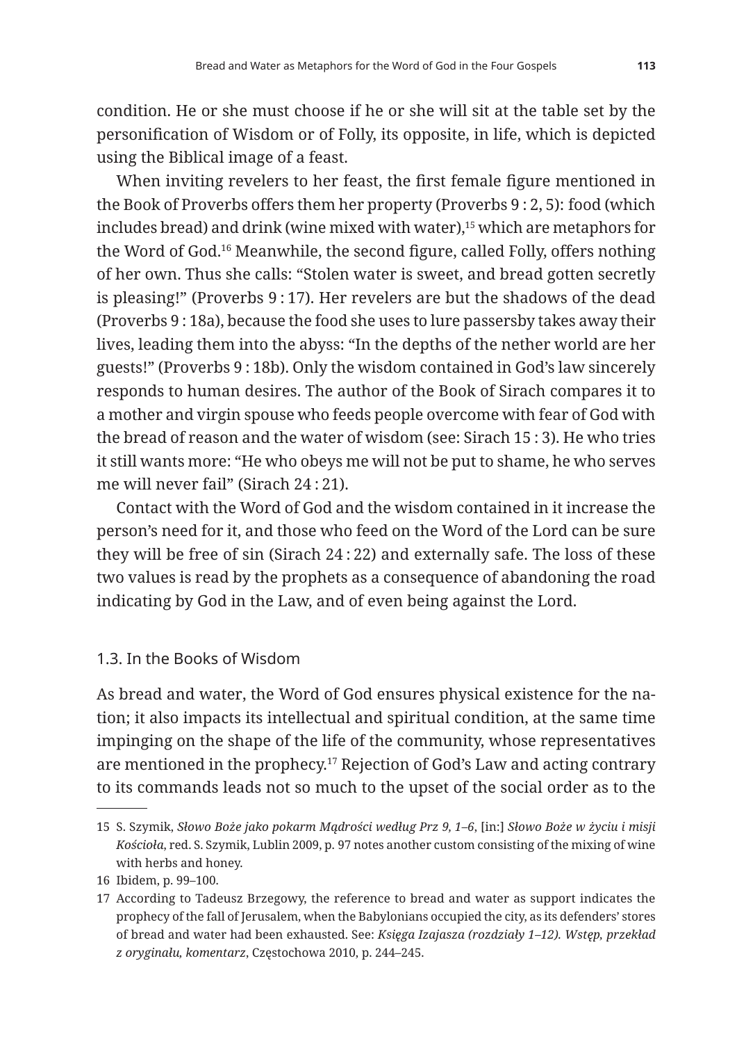condition. He or she must choose if he or she will sit at the table set by the personification of Wisdom or of Folly, its opposite, in life, which is depicted using the Biblical image of a feast.

When inviting revelers to her feast, the first female figure mentioned in the Book of Proverbs offers them her property (Proverbs 9 : 2, 5): food (which includes bread) and drink (wine mixed with water),[15] which are metaphors for the Word of God.[16] Meanwhile, the second figure, called Folly, offers nothing of her own. Thus she calls: "Stolen water is sweet, and bread gotten secretly is pleasing!" (Proverbs 9 : 17). Her revelers are but the shadows of the dead (Proverbs 9 : 18a), because the food she uses to lure passersby takes away their lives, leading them into the abyss: "In the depths of the nether world are her guests!" (Proverbs 9 : 18b). Only the wisdom contained in God's law sincerely responds to human desires. The author of the Book of Sirach compares it to a mother and virgin spouse who feeds people overcome with fear of God with the bread of reason and the water of wisdom (see: Sirach 15 : 3). He who tries it still wants more: "He who obeys me will not be put to shame, he who serves me will never fail" (Sirach 24 : 21).

Contact with the Word of God and the wisdom contained in it increase the person's need for it, and those who feed on the Word of the Lord can be sure they will be free of sin (Sirach 24 : 22) and externally safe. The loss of these two values is read by the prophets as a consequence of abandoning the road indicating by God in the Law, and of even being against the Lord.

### 1.3. In the Books of Wisdom

As bread and water, the Word of God ensures physical existence for the nation; it also impacts its intellectual and spiritual condition, at the same time impinging on the shape of the life of the community, whose representatives are mentioned in the prophecy.[17] Rejection of God's Law and acting contrary to its commands leads not so much to the upset of the social order as to the

---

15 S. Szymik, *Słowo Boże jako pokarm Mądrości według Prz 9, 1–6*, [in:] *Słowo Boże w życiu i misji Kościoła*, red. S. Szymik, Lublin 2009, p. 97 notes another custom consisting of the mixing of wine with herbs and honey.

16 Ibidem, p. 99–100.

17 According to Tadeusz Brzegowy, the reference to bread and water as support indicates the prophecy of the fall of Jerusalem, when the Babylonians occupied the city, as its defenders' stores of bread and water had been exhausted. See: *Księga Izajasza (rozdziały 1–12). Wstęp, przekład z oryginału, komentarz*, Częstochowa 2010, p. 244–245.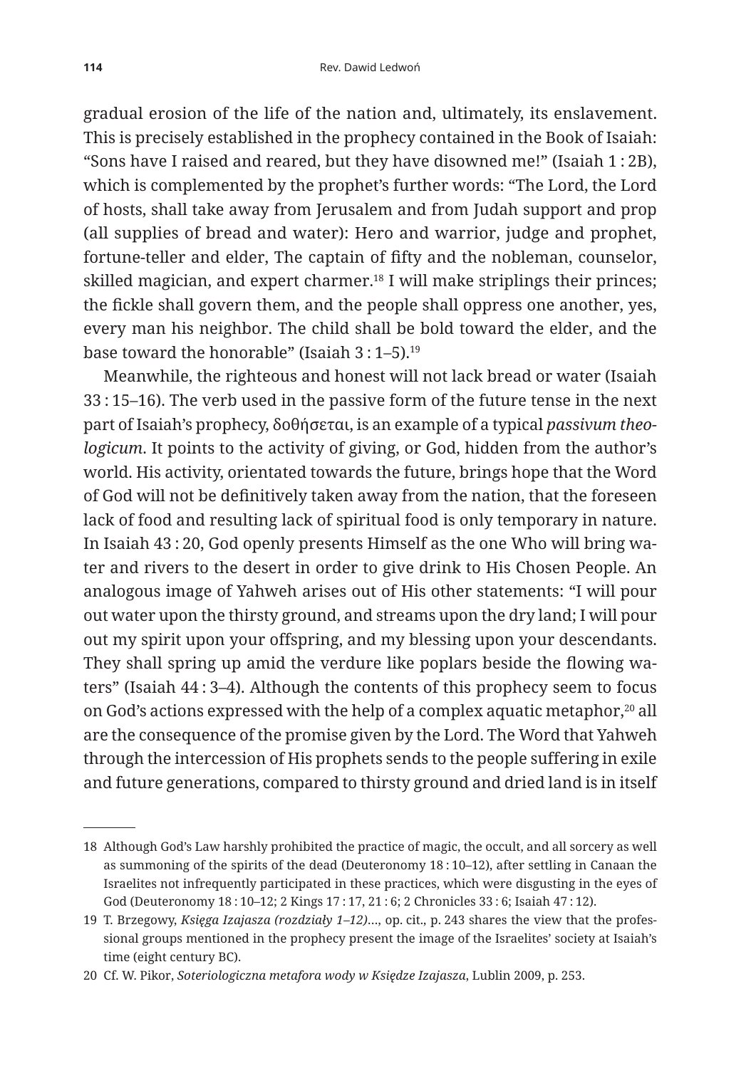gradual erosion of the life of the nation and, ultimately, its enslavement. This is precisely established in the prophecy contained in the Book of Isaiah: "Sons have I raised and reared, but they have disowned me!" (Isaiah 1 : 2B), which is complemented by the prophet's further words: "The Lord, the Lord of hosts, shall take away from Jerusalem and from Judah support and prop (all supplies of bread and water): Hero and warrior, judge and prophet, fortune-teller and elder, The captain of fifty and the nobleman, counselor, skilled magician, and expert charmer.[18] I will make striplings their princes; the fickle shall govern them, and the people shall oppress one another, yes, every man his neighbor. The child shall be bold toward the elder, and the base toward the honorable" (Isaiah 3 : 1–5).[19]

Meanwhile, the righteous and honest will not lack bread or water (Isaiah 33 : 15–16). The verb used in the passive form of the future tense in the next part of Isaiah's prophecy, δοθήσεται, is an example of a typical *passivum theologicum*. It points to the activity of giving, or God, hidden from the author's world. His activity, orientated towards the future, brings hope that the Word of God will not be definitively taken away from the nation, that the foreseen lack of food and resulting lack of spiritual food is only temporary in nature. In Isaiah 43 : 20, God openly presents Himself as the one Who will bring water and rivers to the desert in order to give drink to His Chosen People. An analogous image of Yahweh arises out of His other statements: "I will pour out water upon the thirsty ground, and streams upon the dry land; I will pour out my spirit upon your offspring, and my blessing upon your descendants. They shall spring up amid the verdure like poplars beside the flowing waters" (Isaiah 44 : 3–4). Although the contents of this prophecy seem to focus on God's actions expressed with the help of a complex aquatic metaphor,[20] all are the consequence of the promise given by the Lord. The Word that Yahweh through the intercession of His prophets sends to the people suffering in exile and future generations, compared to thirsty ground and dried land is in itself

---

18 Although God's Law harshly prohibited the practice of magic, the occult, and all sorcery as well as summoning of the spirits of the dead (Deuteronomy 18 : 10–12), after settling in Canaan the Israelites not infrequently participated in these practices, which were disgusting in the eyes of God (Deuteronomy 18 : 10–12; 2 Kings 17 : 17, 21 : 6; 2 Chronicles 33 : 6; Isaiah 47 : 12).

19 T. Brzegowy, *Księga Izajasza (rozdziały 1–12)*..., op. cit., p. 243 shares the view that the professional groups mentioned in the prophecy present the image of the Israelites' society at Isaiah's time (eight century BC).

20 Cf. W. Pikor, *Soteriologiczna metafora wody w Księdze Izajasza*, Lublin 2009, p. 253.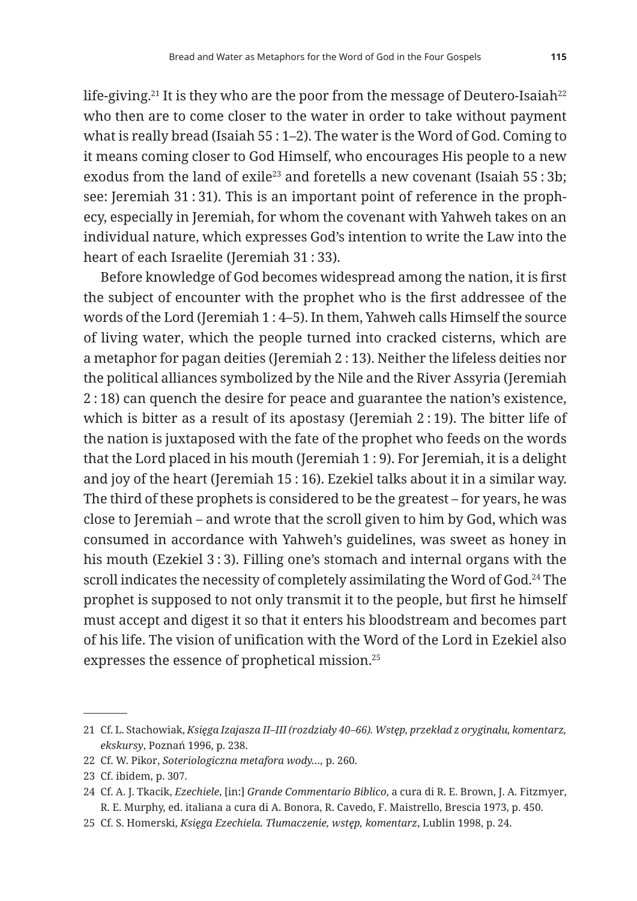life-giving.[21] It is they who are the poor from the message of Deutero-Isaiah[22] who then are to come closer to the water in order to take without payment what is really bread (Isaiah 55 : 1–2). The water is the Word of God. Coming to it means coming closer to God Himself, who encourages His people to a new exodus from the land of exile[23] and foretells a new covenant (Isaiah 55 : 3b; see: Jeremiah 31 : 31). This is an important point of reference in the prophecy, especially in Jeremiah, for whom the covenant with Yahweh takes on an individual nature, which expresses God's intention to write the Law into the heart of each Israelite (Jeremiah 31 : 33).

Before knowledge of God becomes widespread among the nation, it is first the subject of encounter with the prophet who is the first addressee of the words of the Lord (Jeremiah 1 : 4–5). In them, Yahweh calls Himself the source of living water, which the people turned into cracked cisterns, which are a metaphor for pagan deities (Jeremiah 2 : 13). Neither the lifeless deities nor the political alliances symbolized by the Nile and the River Assyria (Jeremiah 2 : 18) can quench the desire for peace and guarantee the nation's existence, which is bitter as a result of its apostasy (Jeremiah 2 : 19). The bitter life of the nation is juxtaposed with the fate of the prophet who feeds on the words that the Lord placed in his mouth (Jeremiah 1 : 9). For Jeremiah, it is a delight and joy of the heart (Jeremiah 15 : 16). Ezekiel talks about it in a similar way. The third of these prophets is considered to be the greatest – for years, he was close to Jeremiah – and wrote that the scroll given to him by God, which was consumed in accordance with Yahweh's guidelines, was sweet as honey in his mouth (Ezekiel 3 : 3). Filling one's stomach and internal organs with the scroll indicates the necessity of completely assimilating the Word of God.[24] The prophet is supposed to not only transmit it to the people, but first he himself must accept and digest it so that it enters his bloodstream and becomes part of his life. The vision of unification with the Word of the Lord in Ezekiel also expresses the essence of prophetical mission.[25]

---

21 Cf. L. Stachowiak, *Księga Izajasza II–III (rozdziały 40–66). Wstęp, przekład z oryginału, komentarz, ekskursy*, Poznań 1996, p. 238.

22 Cf. W. Pikor, *Soteriologiczna metafora wody…*, p. 260.

23 Cf. ibidem, p. 307.

24 Cf. A. J. Tkacik, *Ezechiele*, [in:] *Grande Commentario Biblico*, a cura di R. E. Brown, J. A. Fitzmyer, R. E. Murphy, ed. italiana a cura di A. Bonora, R. Cavedo, F. Maistrello, Brescia 1973, p. 450.

25 Cf. S. Homerski, *Księga Ezechiela. Tłumaczenie, wstęp, komentarz*, Lublin 1998, p. 24.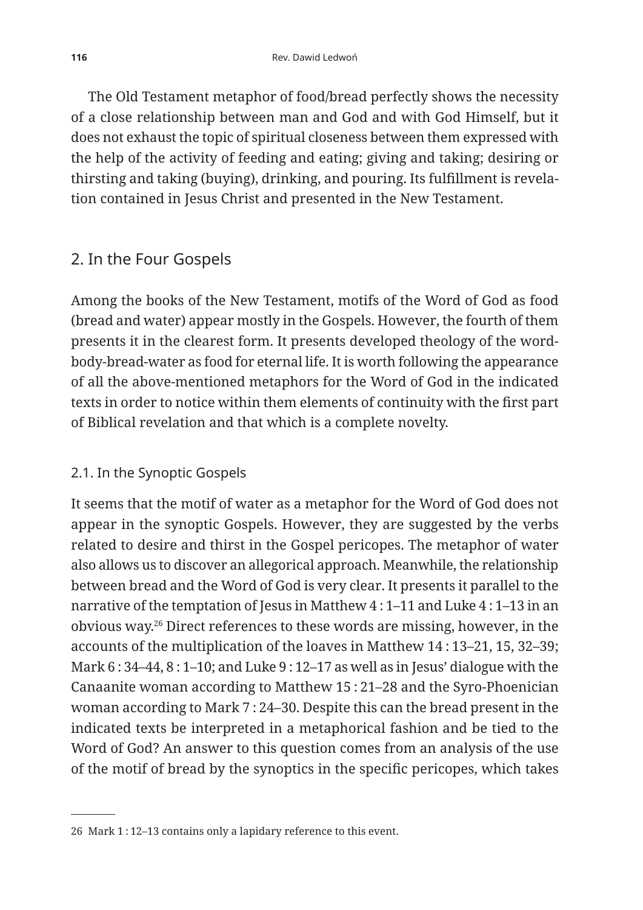The Old Testament metaphor of food/bread perfectly shows the necessity of a close relationship between man and God and with God Himself, but it does not exhaust the topic of spiritual closeness between them expressed with the help of the activity of feeding and eating; giving and taking; desiring or thirsting and taking (buying), drinking, and pouring. Its fulfillment is revelation contained in Jesus Christ and presented in the New Testament.

## 2. In the Four Gospels

Among the books of the New Testament, motifs of the Word of God as food (bread and water) appear mostly in the Gospels. However, the fourth of them presents it in the clearest form. It presents developed theology of the word-body-bread-water as food for eternal life. It is worth following the appearance of all the above-mentioned metaphors for the Word of God in the indicated texts in order to notice within them elements of continuity with the first part of Biblical revelation and that which is a complete novelty.

### 2.1. In the Synoptic Gospels

It seems that the motif of water as a metaphor for the Word of God does not appear in the synoptic Gospels. However, they are suggested by the verbs related to desire and thirst in the Gospel pericopes. The metaphor of water also allows us to discover an allegorical approach. Meanwhile, the relationship between bread and the Word of God is very clear. It presents it parallel to the narrative of the temptation of Jesus in Matthew 4 : 1–11 and Luke 4 : 1–13 in an obvious way.[26] Direct references to these words are missing, however, in the accounts of the multiplication of the loaves in Matthew 14 : 13–21, 15, 32–39; Mark 6 : 34–44, 8 : 1–10; and Luke 9 : 12–17 as well as in Jesus' dialogue with the Canaanite woman according to Matthew 15 : 21–28 and the Syro-Phoenician woman according to Mark 7 : 24–30. Despite this can the bread present in the indicated texts be interpreted in a metaphorical fashion and be tied to the Word of God? An answer to this question comes from an analysis of the use of the motif of bread by the synoptics in the specific pericopes, which takes

---

26 Mark 1 : 12–13 contains only a lapidary reference to this event.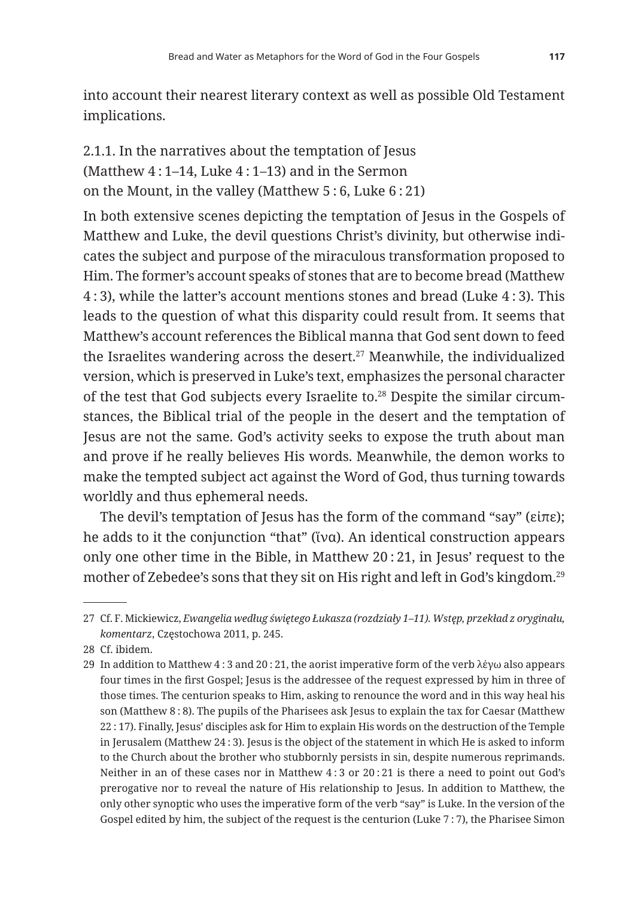into account their nearest literary context as well as possible Old Testament implications.

### 2.1.1. In the narratives about the temptation of Jesus (Matthew 4 : 1–14, Luke 4 : 1–13) and in the Sermon on the Mount, in the valley (Matthew 5 : 6, Luke 6 : 21)

In both extensive scenes depicting the temptation of Jesus in the Gospels of Matthew and Luke, the devil questions Christ's divinity, but otherwise indicates the subject and purpose of the miraculous transformation proposed to Him. The former's account speaks of stones that are to become bread (Matthew 4 : 3), while the latter's account mentions stones and bread (Luke 4 : 3). This leads to the question of what this disparity could result from. It seems that Matthew's account references the Biblical manna that God sent down to feed the Israelites wandering across the desert.[27] Meanwhile, the individualized version, which is preserved in Luke's text, emphasizes the personal character of the test that God subjects every Israelite to.[28] Despite the similar circumstances, the Biblical trial of the people in the desert and the temptation of Jesus are not the same. God's activity seeks to expose the truth about man and prove if he really believes His words. Meanwhile, the demon works to make the tempted subject act against the Word of God, thus turning towards worldly and thus ephemeral needs.

The devil's temptation of Jesus has the form of the command "say" (εἰπε); he adds to it the conjunction "that" (ἵνα). An identical construction appears only one other time in the Bible, in Matthew 20 : 21, in Jesus' request to the mother of Zebedee's sons that they sit on His right and left in God's kingdom.[29]

---

27 Cf. F. Mickiewicz, *Ewangelia według świętego Łukasza (rozdziały 1–11). Wstęp, przekład z oryginału, komentarz*, Częstochowa 2011, p. 245.

28 Cf. ibidem.

29 In addition to Matthew 4 : 3 and 20 : 21, the aorist imperative form of the verb λέγω also appears four times in the first Gospel; Jesus is the addressee of the request expressed by him in three of those times. The centurion speaks to Him, asking to renounce the word and in this way heal his son (Matthew 8 : 8). The pupils of the Pharisees ask Jesus to explain the tax for Caesar (Matthew 22 : 17). Finally, Jesus' disciples ask for Him to explain His words on the destruction of the Temple in Jerusalem (Matthew 24 : 3). Jesus is the object of the statement in which He is asked to inform to the Church about the brother who stubbornly persists in sin, despite numerous reprimands. Neither in an of these cases nor in Matthew 4 : 3 or 20 : 21 is there a need to point out God's prerogative nor to reveal the nature of His relationship to Jesus. In addition to Matthew, the only other synoptic who uses the imperative form of the verb "say" is Luke. In the version of the Gospel edited by him, the subject of the request is the centurion (Luke 7 : 7), the Pharisee Simon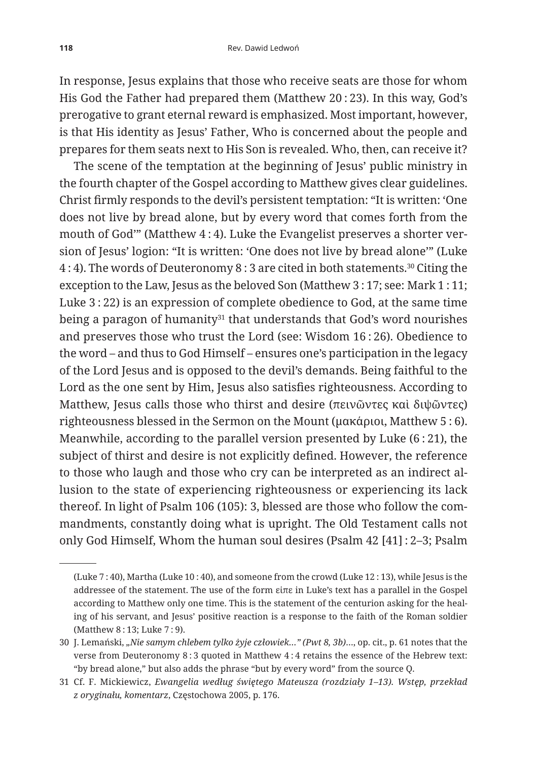In response, Jesus explains that those who receive seats are those for whom His God the Father had prepared them (Matthew 20 : 23). In this way, God's prerogative to grant eternal reward is emphasized. Most important, however, is that His identity as Jesus' Father, Who is concerned about the people and prepares for them seats next to His Son is revealed. Who, then, can receive it?

The scene of the temptation at the beginning of Jesus' public ministry in the fourth chapter of the Gospel according to Matthew gives clear guidelines. Christ firmly responds to the devil's persistent temptation: "It is written: 'One does not live by bread alone, but by every word that comes forth from the mouth of God'" (Matthew 4 : 4). Luke the Evangelist preserves a shorter version of Jesus' logion: "It is written: 'One does not live by bread alone'" (Luke 4 : 4). The words of Deuteronomy 8 : 3 are cited in both statements.[30] Citing the exception to the Law, Jesus as the beloved Son (Matthew 3 : 17; see: Mark 1 : 11; Luke 3 : 22) is an expression of complete obedience to God, at the same time being a paragon of humanity[31] that understands that God's word nourishes and preserves those who trust the Lord (see: Wisdom 16 : 26). Obedience to the word – and thus to God Himself – ensures one's participation in the legacy of the Lord Jesus and is opposed to the devil's demands. Being faithful to the Lord as the one sent by Him, Jesus also satisfies righteousness. According to Matthew, Jesus calls those who thirst and desire (πεινῶντες καὶ διψῶντες) righteousness blessed in the Sermon on the Mount (μακάριοι, Matthew 5 : 6). Meanwhile, according to the parallel version presented by Luke (6 : 21), the subject of thirst and desire is not explicitly defined. However, the reference to those who laugh and those who cry can be interpreted as an indirect allusion to the state of experiencing righteousness or experiencing its lack thereof. In light of Psalm 106 (105): 3, blessed are those who follow the commandments, constantly doing what is upright. The Old Testament calls not only God Himself, Whom the human soul desires (Psalm 42 [41] : 2–3; Psalm

---

(Luke 7 : 40), Martha (Luke 10 : 40), and someone from the crowd (Luke 12 : 13), while Jesus is the addressee of the statement. The use of the form εἰπε in Luke's text has a parallel in the Gospel according to Matthew only one time. This is the statement of the centurion asking for the healing of his servant, and Jesus' positive reaction is a response to the faith of the Roman soldier (Matthew 8 : 13; Luke 7 : 9).

30 J. Lemański, *„Nie samym chlebem tylko żyje człowiek…" (Pwt 8, 3b)…*, op. cit., p. 61 notes that the verse from Deuteronomy 8 : 3 quoted in Matthew 4 : 4 retains the essence of the Hebrew text: "by bread alone," but also adds the phrase "but by every word" from the source Q.

31 Cf. F. Mickiewicz, *Ewangelia według świętego Mateusza (rozdziały 1–13). Wstęp, przekład z oryginału, komentarz*, Częstochowa 2005, p. 176.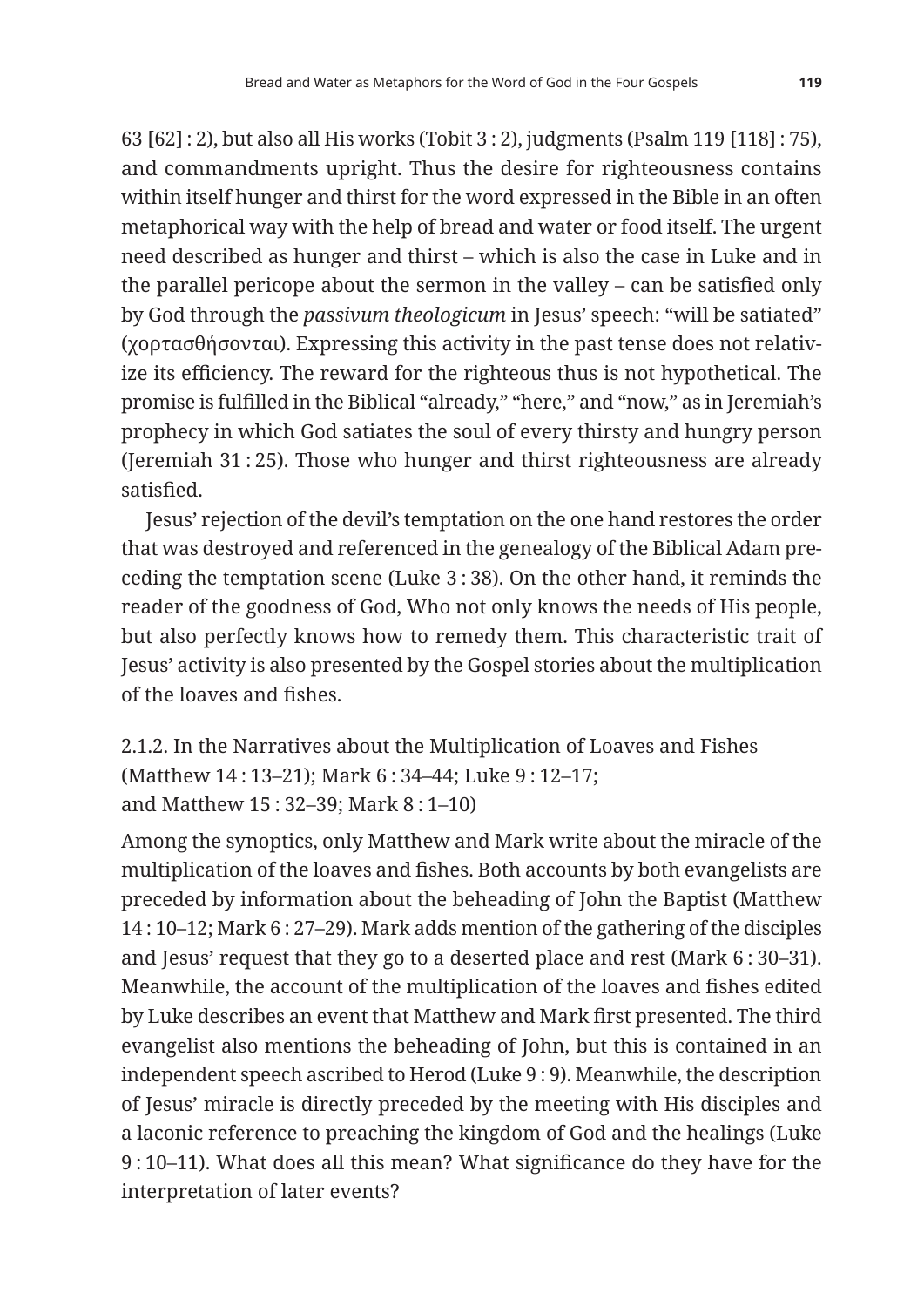63 [62] : 2), but also all His works (Tobit 3 : 2), judgments (Psalm 119 [118] : 75), and commandments upright. Thus the desire for righteousness contains within itself hunger and thirst for the word expressed in the Bible in an often metaphorical way with the help of bread and water or food itself. The urgent need described as hunger and thirst – which is also the case in Luke and in the parallel pericope about the sermon in the valley – can be satisfied only by God through the *passivum theologicum* in Jesus' speech: "will be satiated" (χορτασθήσονται). Expressing this activity in the past tense does not relativize its efficiency. The reward for the righteous thus is not hypothetical. The promise is fulfilled in the Biblical "already," "here," and "now," as in Jeremiah's prophecy in which God satiates the soul of every thirsty and hungry person (Jeremiah 31 : 25). Those who hunger and thirst righteousness are already satisfied.

Jesus' rejection of the devil's temptation on the one hand restores the order that was destroyed and referenced in the genealogy of the Biblical Adam preceding the temptation scene (Luke 3 : 38). On the other hand, it reminds the reader of the goodness of God, Who not only knows the needs of His people, but also perfectly knows how to remedy them. This characteristic trait of Jesus' activity is also presented by the Gospel stories about the multiplication of the loaves and fishes.

#### 2.1.2. In the Narratives about the Multiplication of Loaves and Fishes (Matthew 14 : 13–21); Mark 6 : 34–44; Luke 9 : 12–17; and Matthew 15 : 32–39; Mark 8 : 1–10)

Among the synoptics, only Matthew and Mark write about the miracle of the multiplication of the loaves and fishes. Both accounts by both evangelists are preceded by information about the beheading of John the Baptist (Matthew 14 : 10–12; Mark 6 : 27–29). Mark adds mention of the gathering of the disciples and Jesus' request that they go to a deserted place and rest (Mark 6 : 30–31). Meanwhile, the account of the multiplication of the loaves and fishes edited by Luke describes an event that Matthew and Mark first presented. The third evangelist also mentions the beheading of John, but this is contained in an independent speech ascribed to Herod (Luke 9 : 9). Meanwhile, the description of Jesus' miracle is directly preceded by the meeting with His disciples and a laconic reference to preaching the kingdom of God and the healings (Luke 9 : 10–11). What does all this mean? What significance do they have for the interpretation of later events?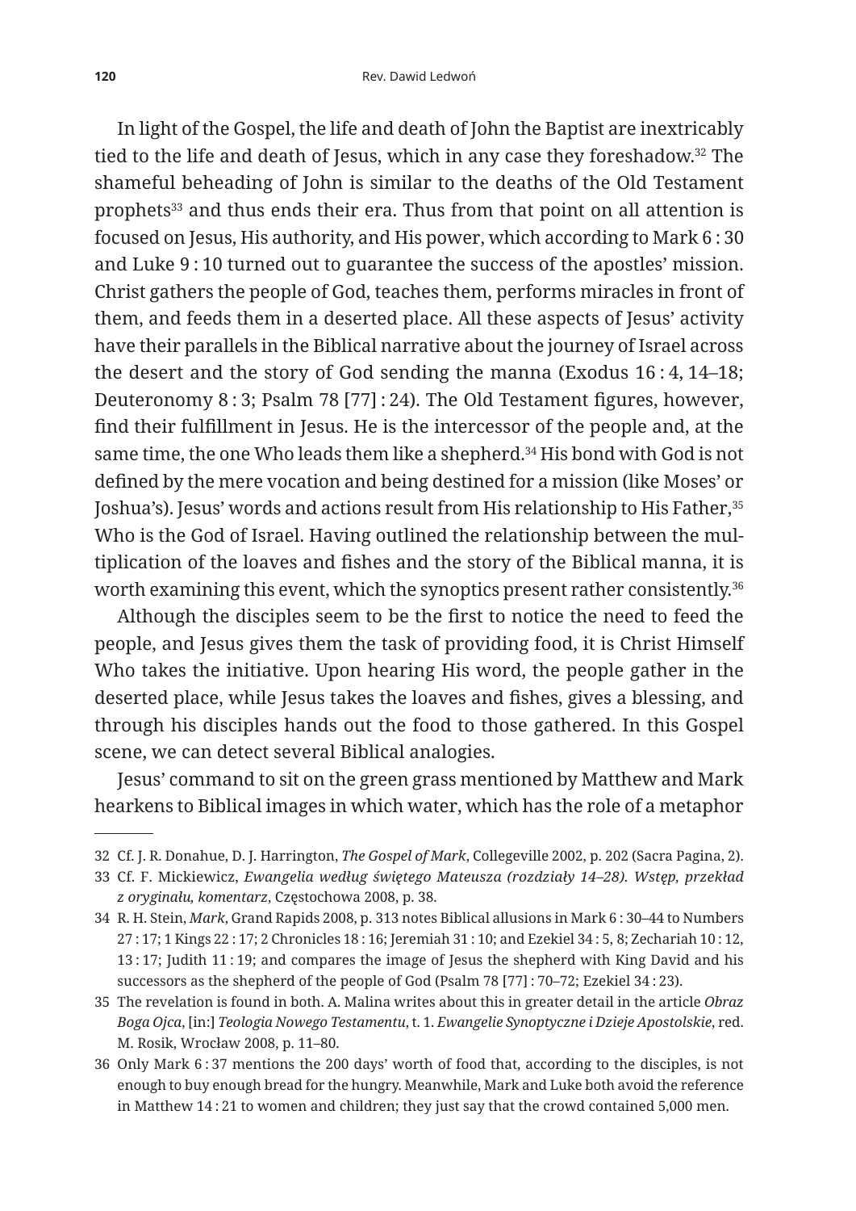In light of the Gospel, the life and death of John the Baptist are inextricably tied to the life and death of Jesus, which in any case they foreshadow.[32] The shameful beheading of John is similar to the deaths of the Old Testament prophets[33] and thus ends their era. Thus from that point on all attention is focused on Jesus, His authority, and His power, which according to Mark 6 : 30 and Luke 9 : 10 turned out to guarantee the success of the apostles' mission. Christ gathers the people of God, teaches them, performs miracles in front of them, and feeds them in a deserted place. All these aspects of Jesus' activity have their parallels in the Biblical narrative about the journey of Israel across the desert and the story of God sending the manna (Exodus 16 : 4, 14–18; Deuteronomy 8 : 3; Psalm 78 [77] : 24). The Old Testament figures, however, find their fulfillment in Jesus. He is the intercessor of the people and, at the same time, the one Who leads them like a shepherd.[34] His bond with God is not defined by the mere vocation and being destined for a mission (like Moses' or Joshua's). Jesus' words and actions result from His relationship to His Father,[35] Who is the God of Israel. Having outlined the relationship between the multiplication of the loaves and fishes and the story of the Biblical manna, it is worth examining this event, which the synoptics present rather consistently.[36]

Although the disciples seem to be the first to notice the need to feed the people, and Jesus gives them the task of providing food, it is Christ Himself Who takes the initiative. Upon hearing His word, the people gather in the deserted place, while Jesus takes the loaves and fishes, gives a blessing, and through his disciples hands out the food to those gathered. In this Gospel scene, we can detect several Biblical analogies.

Jesus' command to sit on the green grass mentioned by Matthew and Mark hearkens to Biblical images in which water, which has the role of a metaphor

---

32 Cf. J. R. Donahue, D. J. Harrington, *The Gospel of Mark*, Collegeville 2002, p. 202 (Sacra Pagina, 2).

33 Cf. F. Mickiewicz, *Ewangelia według świętego Mateusza (rozdziały 14–28). Wstęp, przekład z oryginału, komentarz*, Częstochowa 2008, p. 38.

34 R. H. Stein, *Mark*, Grand Rapids 2008, p. 313 notes Biblical allusions in Mark 6 : 30–44 to Numbers 27 : 17; 1 Kings 22 : 17; 2 Chronicles 18 : 16; Jeremiah 31 : 10; and Ezekiel 34 : 5, 8; Zechariah 10 : 12, 13 : 17; Judith 11 : 19; and compares the image of Jesus the shepherd with King David and his successors as the shepherd of the people of God (Psalm 78 [77] : 70–72; Ezekiel 34 : 23).

35 The revelation is found in both. A. Malina writes about this in greater detail in the article *Obraz Boga Ojca*, [in:] *Teologia Nowego Testamentu*, t. 1. *Ewangelie Synoptyczne i Dzieje Apostolskie*, red. M. Rosik, Wrocław 2008, p. 11–80.

36 Only Mark 6 : 37 mentions the 200 days' worth of food that, according to the disciples, is not enough to buy enough bread for the hungry. Meanwhile, Mark and Luke both avoid the reference in Matthew 14 : 21 to women and children; they just say that the crowd contained 5,000 men.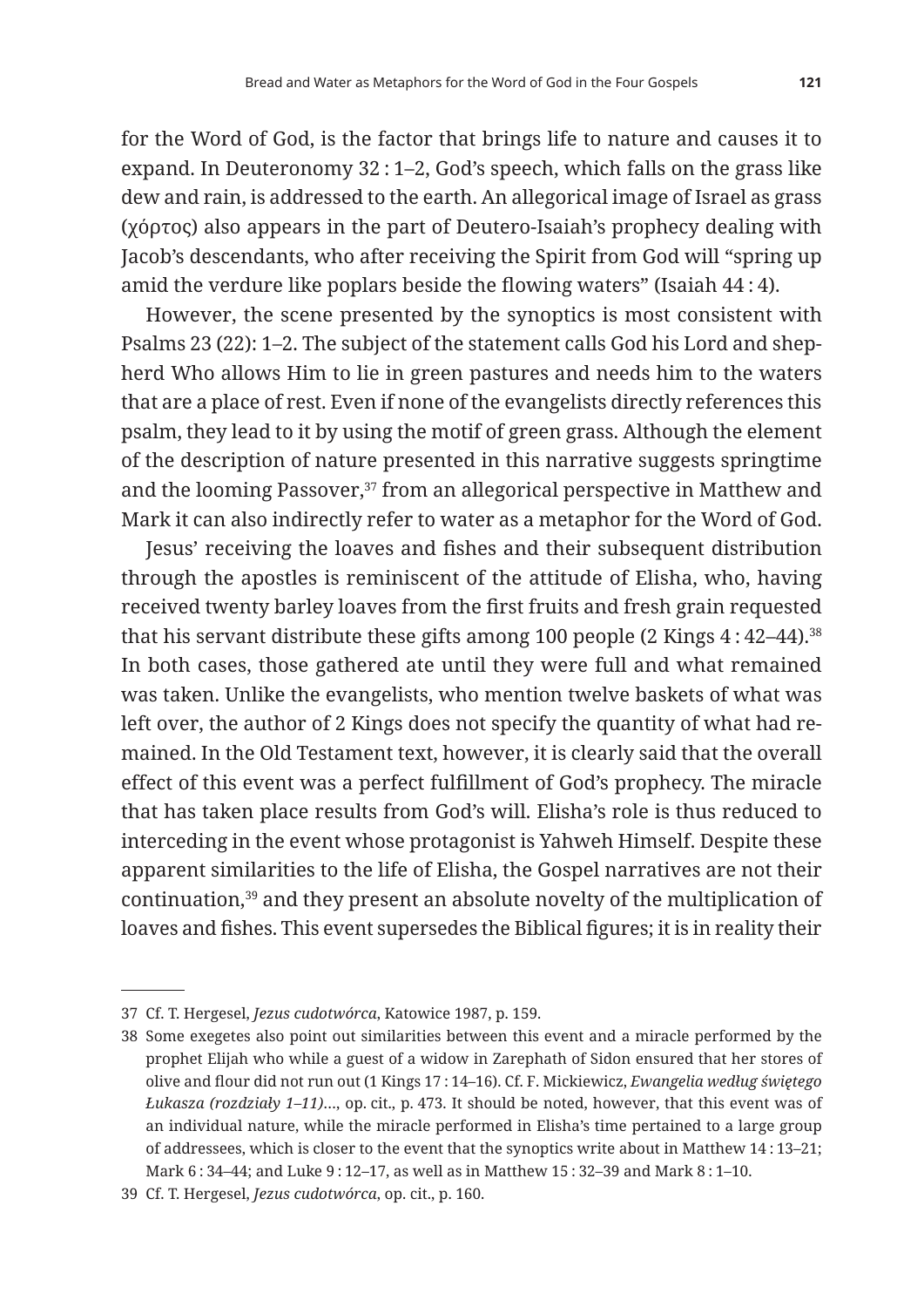for the Word of God, is the factor that brings life to nature and causes it to expand. In Deuteronomy 32 : 1–2, God's speech, which falls on the grass like dew and rain, is addressed to the earth. An allegorical image of Israel as grass (χόρτος) also appears in the part of Deutero-Isaiah's prophecy dealing with Jacob's descendants, who after receiving the Spirit from God will "spring up amid the verdure like poplars beside the flowing waters" (Isaiah 44 : 4).

However, the scene presented by the synoptics is most consistent with Psalms 23 (22): 1–2. The subject of the statement calls God his Lord and shepherd Who allows Him to lie in green pastures and needs him to the waters that are a place of rest. Even if none of the evangelists directly references this psalm, they lead to it by using the motif of green grass. Although the element of the description of nature presented in this narrative suggests springtime and the looming Passover,[37] from an allegorical perspective in Matthew and Mark it can also indirectly refer to water as a metaphor for the Word of God.

Jesus' receiving the loaves and fishes and their subsequent distribution through the apostles is reminiscent of the attitude of Elisha, who, having received twenty barley loaves from the first fruits and fresh grain requested that his servant distribute these gifts among 100 people (2 Kings 4 : 42–44).[38] In both cases, those gathered ate until they were full and what remained was taken. Unlike the evangelists, who mention twelve baskets of what was left over, the author of 2 Kings does not specify the quantity of what had remained. In the Old Testament text, however, it is clearly said that the overall effect of this event was a perfect fulfillment of God's prophecy. The miracle that has taken place results from God's will. Elisha's role is thus reduced to interceding in the event whose protagonist is Yahweh Himself. Despite these apparent similarities to the life of Elisha, the Gospel narratives are not their continuation,[39] and they present an absolute novelty of the multiplication of loaves and fishes. This event supersedes the Biblical figures; it is in reality their

---

37 Cf. T. Hergesel, *Jezus cudotwórca*, Katowice 1987, p. 159.

38 Some exegetes also point out similarities between this event and a miracle performed by the prophet Elijah who while a guest of a widow in Zarephath of Sidon ensured that her stores of olive and flour did not run out (1 Kings 17 : 14–16). Cf. F. Mickiewicz, *Ewangelia według świętego Łukasza (rozdziały 1–11)*..., op. cit., p. 473. It should be noted, however, that this event was of an individual nature, while the miracle performed in Elisha's time pertained to a large group of addressees, which is closer to the event that the synoptics write about in Matthew 14 : 13–21; Mark 6 : 34–44; and Luke 9 : 12–17, as well as in Matthew 15 : 32–39 and Mark 8 : 1–10.

39 Cf. T. Hergesel, *Jezus cudotwórca*, op. cit., p. 160.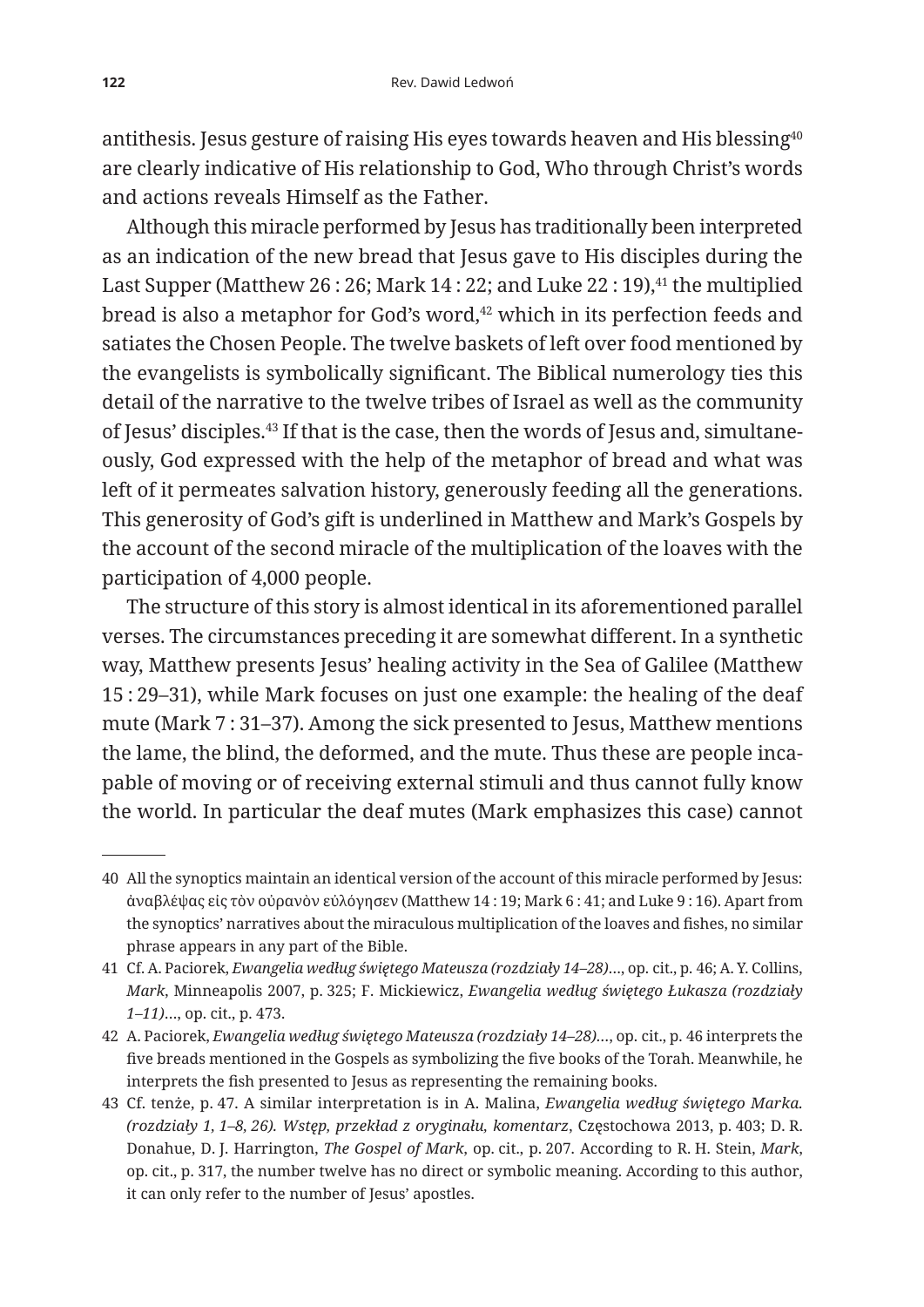antithesis. Jesus gesture of raising His eyes towards heaven and His blessing[40] are clearly indicative of His relationship to God, Who through Christ's words and actions reveals Himself as the Father.

Although this miracle performed by Jesus has traditionally been interpreted as an indication of the new bread that Jesus gave to His disciples during the Last Supper (Matthew 26 : 26; Mark 14 : 22; and Luke 22 : 19),[41] the multiplied bread is also a metaphor for God's word,[42] which in its perfection feeds and satiates the Chosen People. The twelve baskets of left over food mentioned by the evangelists is symbolically significant. The Biblical numerology ties this detail of the narrative to the twelve tribes of Israel as well as the community of Jesus' disciples.[43] If that is the case, then the words of Jesus and, simultaneously, God expressed with the help of the metaphor of bread and what was left of it permeates salvation history, generously feeding all the generations. This generosity of God's gift is underlined in Matthew and Mark's Gospels by the account of the second miracle of the multiplication of the loaves with the participation of 4,000 people.

The structure of this story is almost identical in its aforementioned parallel verses. The circumstances preceding it are somewhat different. In a synthetic way, Matthew presents Jesus' healing activity in the Sea of Galilee (Matthew 15 : 29–31), while Mark focuses on just one example: the healing of the deaf mute (Mark 7 : 31–37). Among the sick presented to Jesus, Matthew mentions the lame, the blind, the deformed, and the mute. Thus these are people incapable of moving or of receiving external stimuli and thus cannot fully know the world. In particular the deaf mutes (Mark emphasizes this case) cannot

---

40 All the synoptics maintain an identical version of the account of this miracle performed by Jesus: ἀναβλέψας εἰς τὸν οὐρανὸν εὐλόγησεν (Matthew 14 : 19; Mark 6 : 41; and Luke 9 : 16). Apart from the synoptics' narratives about the miraculous multiplication of the loaves and fishes, no similar phrase appears in any part of the Bible.

41 Cf. A. Paciorek, *Ewangelia według świętego Mateusza (rozdziały 14–28)*..., op. cit., p. 46; A. Y. Collins, *Mark*, Minneapolis 2007, p. 325; F. Mickiewicz, *Ewangelia według świętego Łukasza (rozdziały 1–11)*..., op. cit., p. 473.

42 A. Paciorek, *Ewangelia według świętego Mateusza (rozdziały 14–28)*..., op. cit., p. 46 interprets the five breads mentioned in the Gospels as symbolizing the five books of the Torah. Meanwhile, he interprets the fish presented to Jesus as representing the remaining books.

43 Cf. tenże, p. 47. A similar interpretation is in A. Malina, *Ewangelia według świętego Marka. (rozdziały 1, 1–8, 26). Wstęp, przekład z oryginału, komentarz*, Częstochowa 2013, p. 403; D. R. Donahue, D. J. Harrington, *The Gospel of Mark*, op. cit., p. 207. According to R. H. Stein, *Mark*, op. cit., p. 317, the number twelve has no direct or symbolic meaning. According to this author, it can only refer to the number of Jesus' apostles.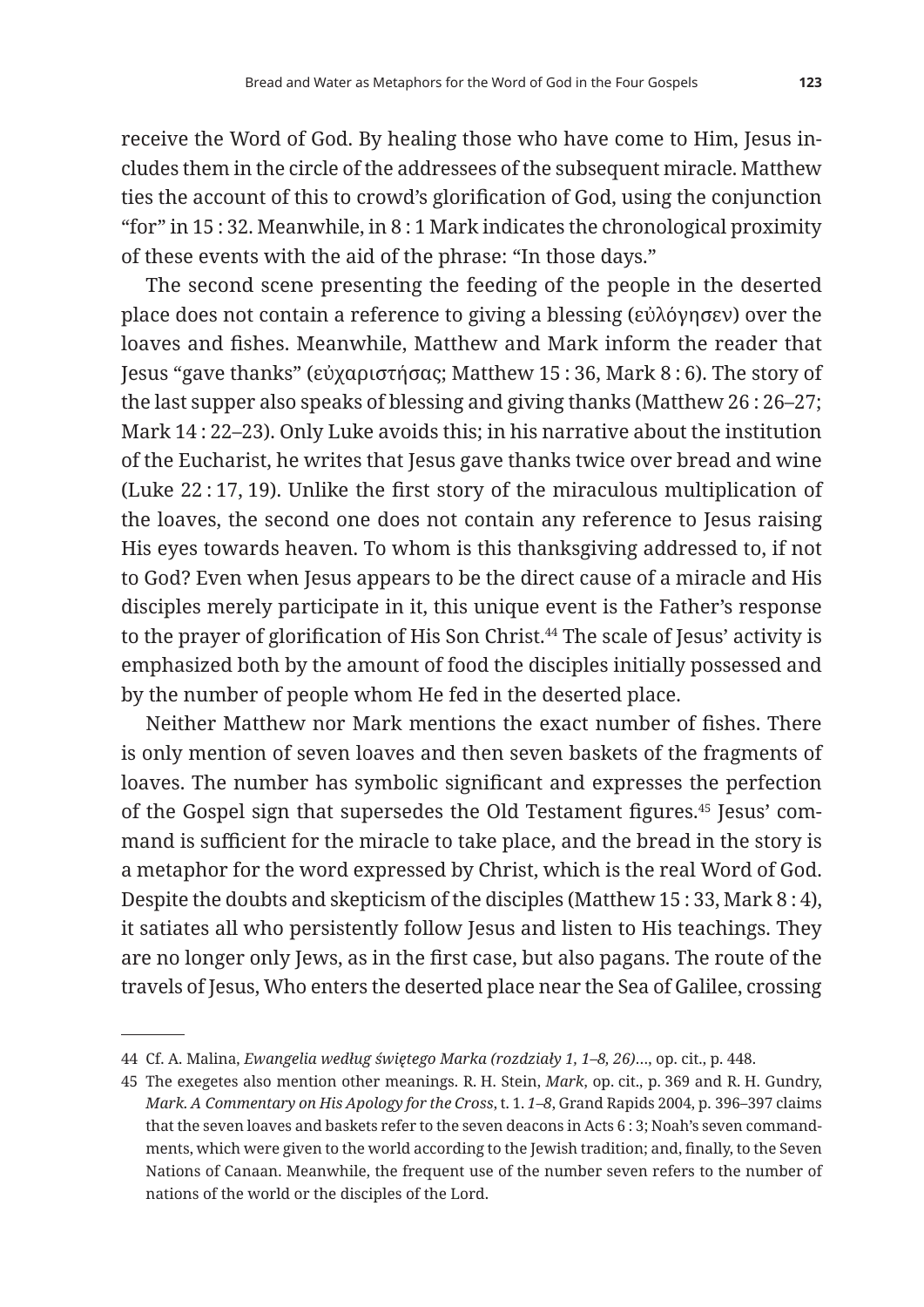receive the Word of God. By healing those who have come to Him, Jesus includes them in the circle of the addressees of the subsequent miracle. Matthew ties the account of this to crowd's glorification of God, using the conjunction "for" in 15 : 32. Meanwhile, in 8 : 1 Mark indicates the chronological proximity of these events with the aid of the phrase: "In those days."

The second scene presenting the feeding of the people in the deserted place does not contain a reference to giving a blessing (εὐλόγησεν) over the loaves and fishes. Meanwhile, Matthew and Mark inform the reader that Jesus "gave thanks" (εὐχαριστήσας; Matthew 15 : 36, Mark 8 : 6). The story of the last supper also speaks of blessing and giving thanks (Matthew 26 : 26–27; Mark 14 : 22–23). Only Luke avoids this; in his narrative about the institution of the Eucharist, he writes that Jesus gave thanks twice over bread and wine (Luke 22 : 17, 19). Unlike the first story of the miraculous multiplication of the loaves, the second one does not contain any reference to Jesus raising His eyes towards heaven. To whom is this thanksgiving addressed to, if not to God? Even when Jesus appears to be the direct cause of a miracle and His disciples merely participate in it, this unique event is the Father's response to the prayer of glorification of His Son Christ.[44] The scale of Jesus' activity is emphasized both by the amount of food the disciples initially possessed and by the number of people whom He fed in the deserted place.

Neither Matthew nor Mark mentions the exact number of fishes. There is only mention of seven loaves and then seven baskets of the fragments of loaves. The number has symbolic significant and expresses the perfection of the Gospel sign that supersedes the Old Testament figures.[45] Jesus' command is sufficient for the miracle to take place, and the bread in the story is a metaphor for the word expressed by Christ, which is the real Word of God. Despite the doubts and skepticism of the disciples (Matthew 15 : 33, Mark 8 : 4), it satiates all who persistently follow Jesus and listen to His teachings. They are no longer only Jews, as in the first case, but also pagans. The route of the travels of Jesus, Who enters the deserted place near the Sea of Galilee, crossing

---

44 Cf. A. Malina, *Ewangelia według świętego Marka (rozdziały 1, 1–8, 26)*…, op. cit., p. 448.

45 The exegetes also mention other meanings. R. H. Stein, *Mark*, op. cit., p. 369 and R. H. Gundry, *Mark. A Commentary on His Apology for the Cross*, t. 1. *1–8*, Grand Rapids 2004, p. 396–397 claims that the seven loaves and baskets refer to the seven deacons in Acts 6 : 3; Noah's seven commandments, which were given to the world according to the Jewish tradition; and, finally, to the Seven Nations of Canaan. Meanwhile, the frequent use of the number seven refers to the number of nations of the world or the disciples of the Lord.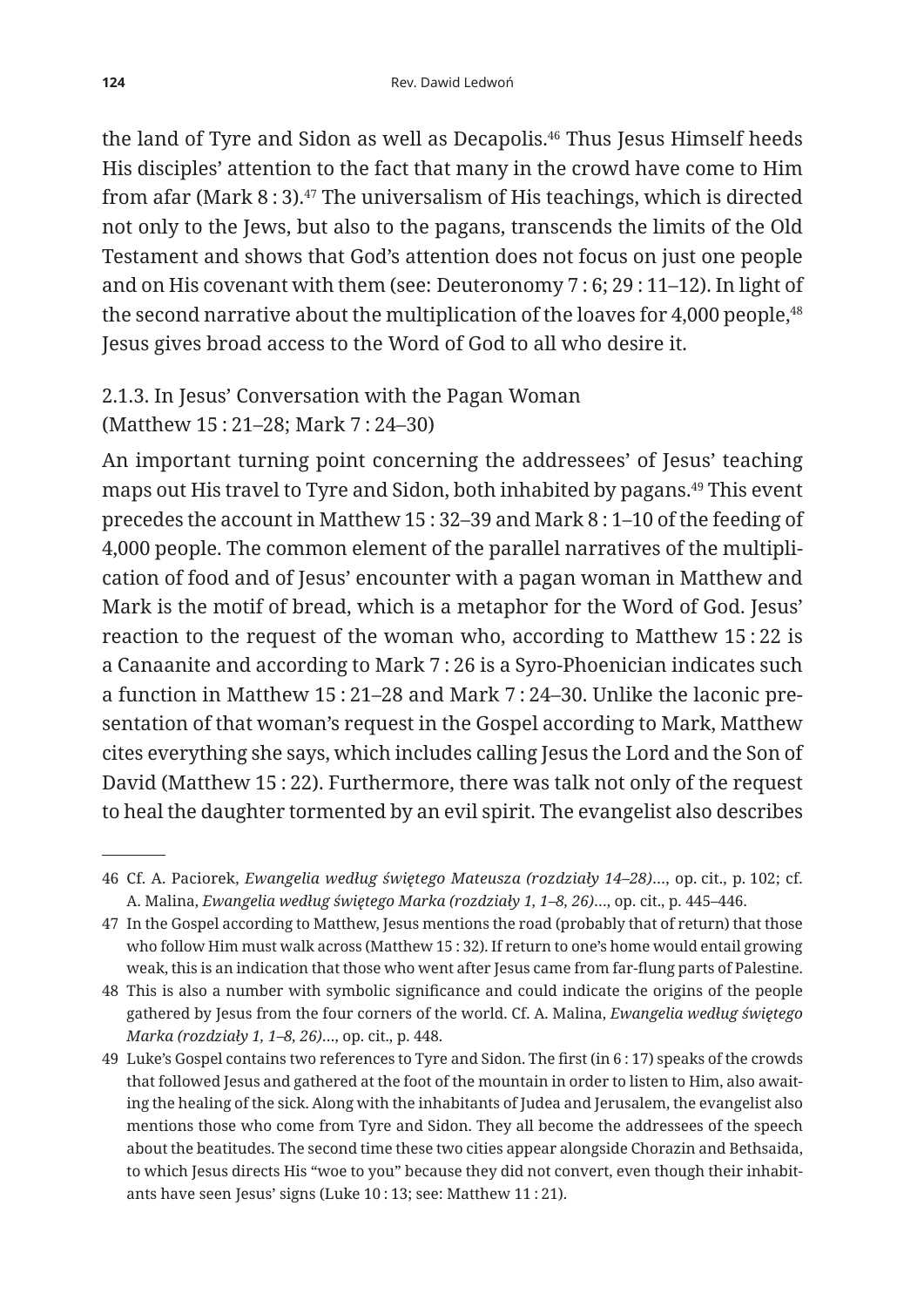the land of Tyre and Sidon as well as Decapolis.[46] Thus Jesus Himself heeds His disciples' attention to the fact that many in the crowd have come to Him from afar (Mark 8 : 3).[47] The universalism of His teachings, which is directed not only to the Jews, but also to the pagans, transcends the limits of the Old Testament and shows that God's attention does not focus on just one people and on His covenant with them (see: Deuteronomy 7 : 6; 29 : 11–12). In light of the second narrative about the multiplication of the loaves for 4,000 people,[48] Jesus gives broad access to the Word of God to all who desire it.

### 2.1.3. In Jesus' Conversation with the Pagan Woman (Matthew 15 : 21–28; Mark 7 : 24–30)

An important turning point concerning the addressees' of Jesus' teaching maps out His travel to Tyre and Sidon, both inhabited by pagans.[49] This event precedes the account in Matthew 15 : 32–39 and Mark 8 : 1–10 of the feeding of 4,000 people. The common element of the parallel narratives of the multiplication of food and of Jesus' encounter with a pagan woman in Matthew and Mark is the motif of bread, which is a metaphor for the Word of God. Jesus' reaction to the request of the woman who, according to Matthew 15 : 22 is a Canaanite and according to Mark 7 : 26 is a Syro-Phoenician indicates such a function in Matthew 15 : 21–28 and Mark 7 : 24–30. Unlike the laconic presentation of that woman's request in the Gospel according to Mark, Matthew cites everything she says, which includes calling Jesus the Lord and the Son of David (Matthew 15 : 22). Furthermore, there was talk not only of the request to heal the daughter tormented by an evil spirit. The evangelist also describes

---

46 Cf. A. Paciorek, *Ewangelia według świętego Mateusza (rozdziały 14–28)*..., op. cit., p. 102; cf. A. Malina, *Ewangelia według świętego Marka (rozdziały 1, 1–8, 26)*..., op. cit., p. 445–446.

47 In the Gospel according to Matthew, Jesus mentions the road (probably that of return) that those who follow Him must walk across (Matthew 15 : 32). If return to one's home would entail growing weak, this is an indication that those who went after Jesus came from far-flung parts of Palestine.

48 This is also a number with symbolic significance and could indicate the origins of the people gathered by Jesus from the four corners of the world. Cf. A. Malina, *Ewangelia według świętego Marka (rozdziały 1, 1–8, 26)*..., op. cit., p. 448.

49 Luke's Gospel contains two references to Tyre and Sidon. The first (in 6 : 17) speaks of the crowds that followed Jesus and gathered at the foot of the mountain in order to listen to Him, also awaiting the healing of the sick. Along with the inhabitants of Judea and Jerusalem, the evangelist also mentions those who come from Tyre and Sidon. They all become the addressees of the speech about the beatitudes. The second time these two cities appear alongside Chorazin and Bethsaida, to which Jesus directs His "woe to you" because they did not convert, even though their inhabitants have seen Jesus' signs (Luke 10 : 13; see: Matthew 11 : 21).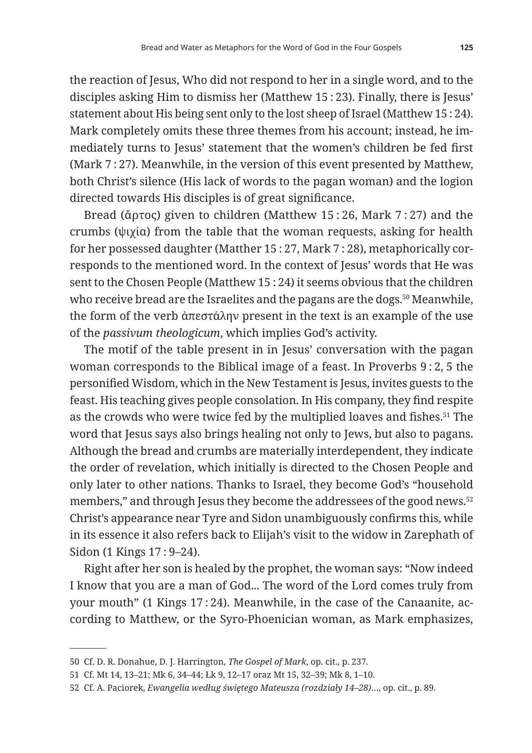the reaction of Jesus, Who did not respond to her in a single word, and to the disciples asking Him to dismiss her (Matthew 15 : 23). Finally, there is Jesus' statement about His being sent only to the lost sheep of Israel (Matthew 15 : 24). Mark completely omits these three themes from his account; instead, he immediately turns to Jesus' statement that the women's children be fed first (Mark 7 : 27). Meanwhile, in the version of this event presented by Matthew, both Christ's silence (His lack of words to the pagan woman) and the logion directed towards His disciples is of great significance.

Bread (ἄρτος) given to children (Matthew 15 : 26, Mark 7 : 27) and the crumbs (ψιχία) from the table that the woman requests, asking for health for her possessed daughter (Matther 15 : 27, Mark 7 : 28), metaphorically corresponds to the mentioned word. In the context of Jesus' words that He was sent to the Chosen People (Matthew 15 : 24) it seems obvious that the children who receive bread are the Israelites and the pagans are the dogs.[50] Meanwhile, the form of the verb ἀπεστάλην present in the text is an example of the use of the *passivum theologicum*, which implies God's activity.

The motif of the table present in in Jesus' conversation with the pagan woman corresponds to the Biblical image of a feast. In Proverbs 9 : 2, 5 the personified Wisdom, which in the New Testament is Jesus, invites guests to the feast. His teaching gives people consolation. In His company, they find respite as the crowds who were twice fed by the multiplied loaves and fishes.[51] The word that Jesus says also brings healing not only to Jews, but also to pagans. Although the bread and crumbs are materially interdependent, they indicate the order of revelation, which initially is directed to the Chosen People and only later to other nations. Thanks to Israel, they become God's "household members," and through Jesus they become the addressees of the good news.[52] Christ's appearance near Tyre and Sidon unambiguously confirms this, while in its essence it also refers back to Elijah's visit to the widow in Zarephath of Sidon (1 Kings 17 : 9–24).

Right after her son is healed by the prophet, the woman says: "Now indeed I know that you are a man of God... The word of the Lord comes truly from your mouth" (1 Kings 17 : 24). Meanwhile, in the case of the Canaanite, according to Matthew, or the Syro-Phoenician woman, as Mark emphasizes,

---

50 Cf. D. R. Donahue, D. J. Harrington, *The Gospel of Mark*, op. cit., p. 237.

51 Cf. Mt 14, 13–21; Mk 6, 34–44; Łk 9, 12–17 oraz Mt 15, 32–39; Mk 8, 1–10.

52 Cf. A. Paciorek, *Ewangelia według świętego Mateusza (rozdziały 14–28)*..., op. cit., p. 89.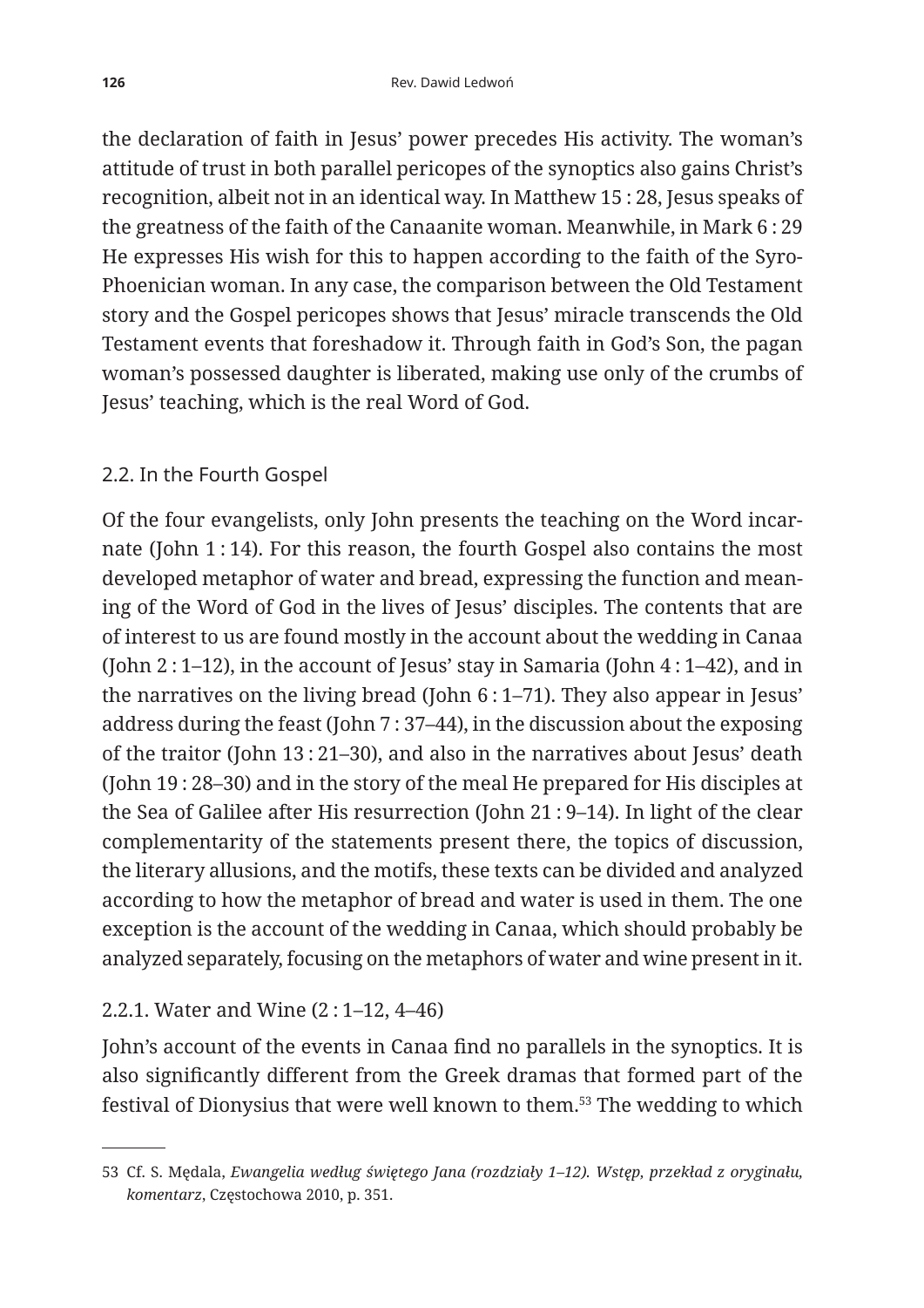the declaration of faith in Jesus' power precedes His activity. The woman's attitude of trust in both parallel pericopes of the synoptics also gains Christ's recognition, albeit not in an identical way. In Matthew 15 : 28, Jesus speaks of the greatness of the faith of the Canaanite woman. Meanwhile, in Mark 6 : 29 He expresses His wish for this to happen according to the faith of the Syro-Phoenician woman. In any case, the comparison between the Old Testament story and the Gospel pericopes shows that Jesus' miracle transcends the Old Testament events that foreshadow it. Through faith in God's Son, the pagan woman's possessed daughter is liberated, making use only of the crumbs of Jesus' teaching, which is the real Word of God.

### 2.2. In the Fourth Gospel

Of the four evangelists, only John presents the teaching on the Word incarnate (John 1 : 14). For this reason, the fourth Gospel also contains the most developed metaphor of water and bread, expressing the function and meaning of the Word of God in the lives of Jesus' disciples. The contents that are of interest to us are found mostly in the account about the wedding in Canaa (John 2 : 1–12), in the account of Jesus' stay in Samaria (John 4 : 1–42), and in the narratives on the living bread (John 6 : 1–71). They also appear in Jesus' address during the feast (John 7 : 37–44), in the discussion about the exposing of the traitor (John 13 : 21–30), and also in the narratives about Jesus' death (John 19 : 28–30) and in the story of the meal He prepared for His disciples at the Sea of Galilee after His resurrection (John 21 : 9–14). In light of the clear complementarity of the statements present there, the topics of discussion, the literary allusions, and the motifs, these texts can be divided and analyzed according to how the metaphor of bread and water is used in them. The one exception is the account of the wedding in Canaa, which should probably be analyzed separately, focusing on the metaphors of water and wine present in it.

#### 2.2.1. Water and Wine (2 : 1–12, 4–46)

John's account of the events in Canaa find no parallels in the synoptics. It is also significantly different from the Greek dramas that formed part of the festival of Dionysius that were well known to them.[53] The wedding to which

---

53 Cf. S. Mędala, *Ewangelia według świętego Jana (rozdziały 1–12). Wstęp, przekład z oryginału, komentarz*, Częstochowa 2010, p. 351.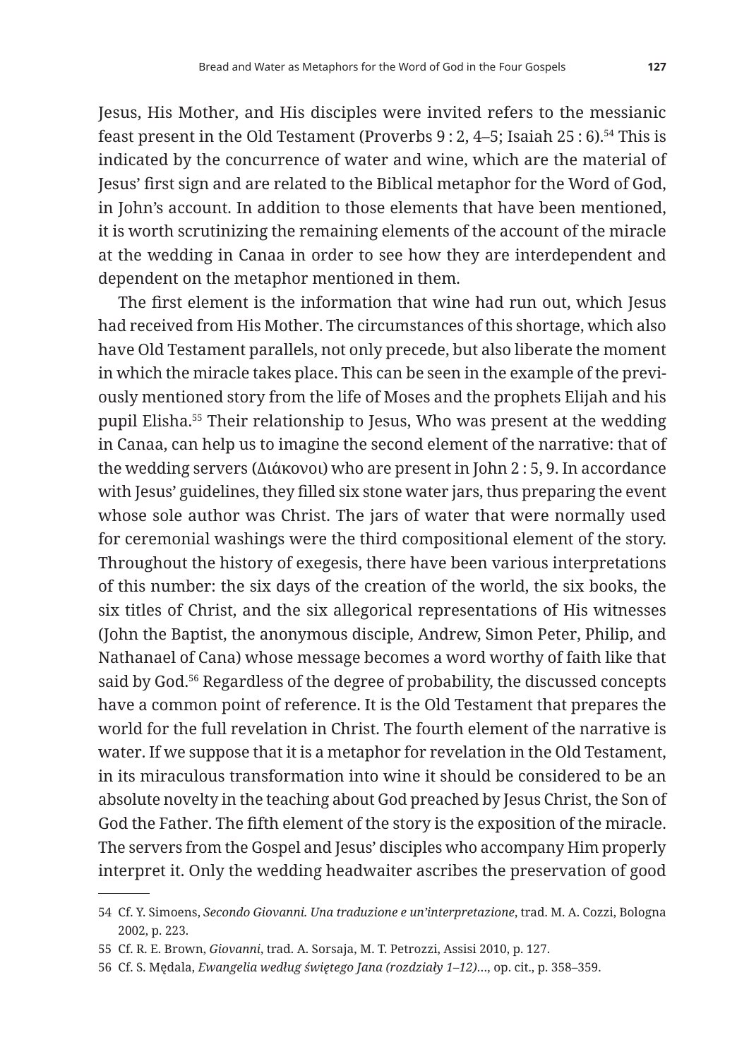Jesus, His Mother, and His disciples were invited refers to the messianic feast present in the Old Testament (Proverbs 9 : 2, 4–5; Isaiah 25 : 6).[54] This is indicated by the concurrence of water and wine, which are the material of Jesus' first sign and are related to the Biblical metaphor for the Word of God, in John's account. In addition to those elements that have been mentioned, it is worth scrutinizing the remaining elements of the account of the miracle at the wedding in Canaa in order to see how they are interdependent and dependent on the metaphor mentioned in them.

The first element is the information that wine had run out, which Jesus had received from His Mother. The circumstances of this shortage, which also have Old Testament parallels, not only precede, but also liberate the moment in which the miracle takes place. This can be seen in the example of the previously mentioned story from the life of Moses and the prophets Elijah and his pupil Elisha.[55] Their relationship to Jesus, Who was present at the wedding in Canaa, can help us to imagine the second element of the narrative: that of the wedding servers (Διάκονοι) who are present in John 2 : 5, 9. In accordance with Jesus' guidelines, they filled six stone water jars, thus preparing the event whose sole author was Christ. The jars of water that were normally used for ceremonial washings were the third compositional element of the story. Throughout the history of exegesis, there have been various interpretations of this number: the six days of the creation of the world, the six books, the six titles of Christ, and the six allegorical representations of His witnesses (John the Baptist, the anonymous disciple, Andrew, Simon Peter, Philip, and Nathanael of Cana) whose message becomes a word worthy of faith like that said by God.[56] Regardless of the degree of probability, the discussed concepts have a common point of reference. It is the Old Testament that prepares the world for the full revelation in Christ. The fourth element of the narrative is water. If we suppose that it is a metaphor for revelation in the Old Testament, in its miraculous transformation into wine it should be considered to be an absolute novelty in the teaching about God preached by Jesus Christ, the Son of God the Father. The fifth element of the story is the exposition of the miracle. The servers from the Gospel and Jesus' disciples who accompany Him properly interpret it. Only the wedding headwaiter ascribes the preservation of good

54 Cf. Y. Simoens, *Secondo Giovanni. Una traduzione e un'interpretazione*, trad. M. A. Cozzi, Bologna 2002, p. 223.

55 Cf. R. E. Brown, *Giovanni*, trad. A. Sorsaja, M. T. Petrozzi, Assisi 2010, p. 127.

56 Cf. S. Mędala, *Ewangelia według świętego Jana (rozdziały 1–12)*..., op. cit., p. 358–359.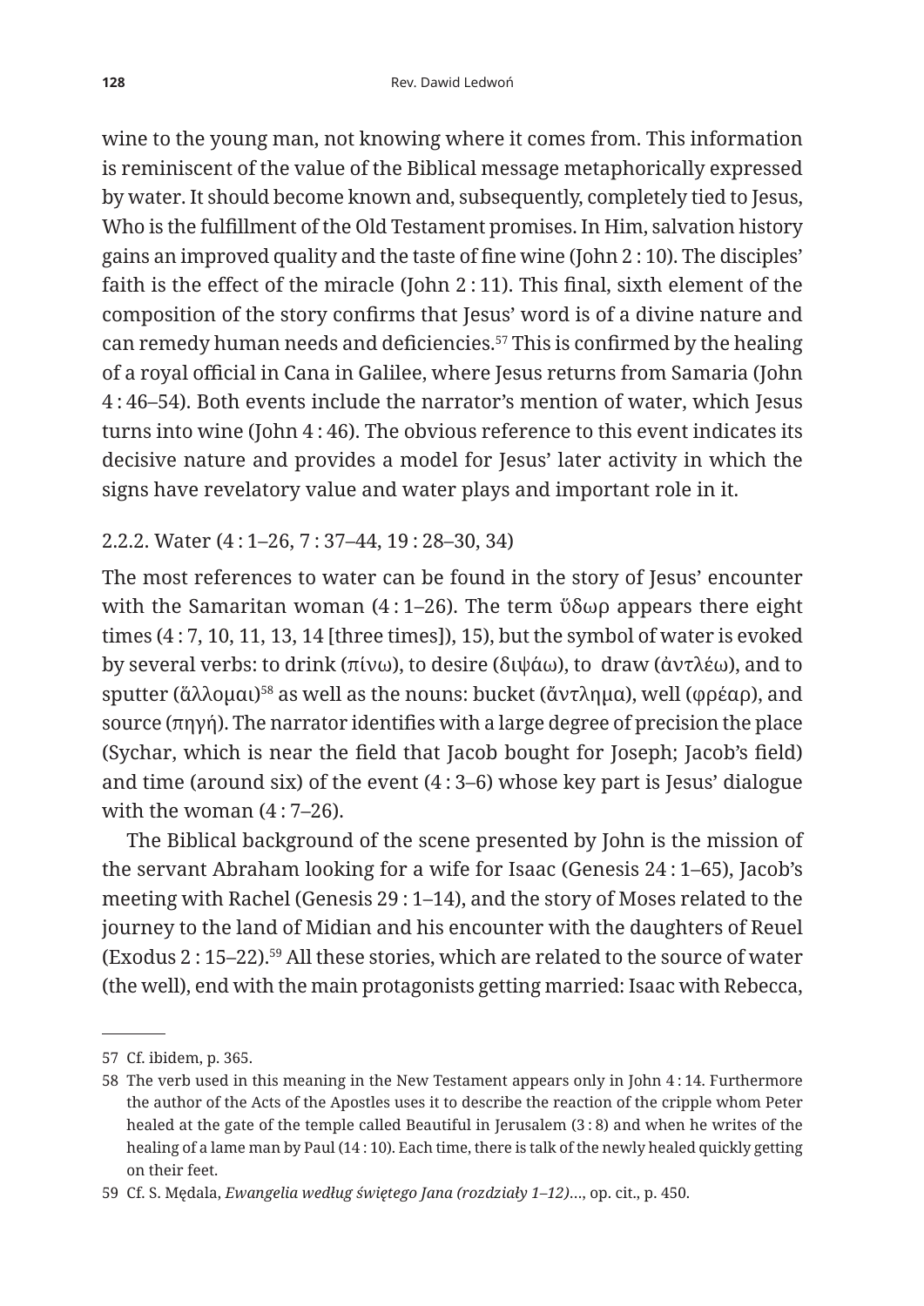wine to the young man, not knowing where it comes from. This information is reminiscent of the value of the Biblical message metaphorically expressed by water. It should become known and, subsequently, completely tied to Jesus, Who is the fulfillment of the Old Testament promises. In Him, salvation history gains an improved quality and the taste of fine wine (John 2 : 10). The disciples' faith is the effect of the miracle (John 2 : 11). This final, sixth element of the composition of the story confirms that Jesus' word is of a divine nature and can remedy human needs and deficiencies.[57] This is confirmed by the healing of a royal official in Cana in Galilee, where Jesus returns from Samaria (John 4 : 46–54). Both events include the narrator's mention of water, which Jesus turns into wine (John 4 : 46). The obvious reference to this event indicates its decisive nature and provides a model for Jesus' later activity in which the signs have revelatory value and water plays and important role in it.

### 2.2.2. Water (4 : 1–26, 7 : 37–44, 19 : 28–30, 34)

The most references to water can be found in the story of Jesus' encounter with the Samaritan woman (4 : 1–26). The term ὕδωρ appears there eight times (4 : 7, 10, 11, 13, 14 [three times]), 15), but the symbol of water is evoked by several verbs: to drink (πίνω), to desire (διψάω), to draw (ἀντλέω), and to sputter (ἅλλομαι)[58] as well as the nouns: bucket (ἄντλημα), well (φρέαρ), and source (πηγή). The narrator identifies with a large degree of precision the place (Sychar, which is near the field that Jacob bought for Joseph; Jacob's field) and time (around six) of the event (4 : 3–6) whose key part is Jesus' dialogue with the woman (4 : 7–26).

The Biblical background of the scene presented by John is the mission of the servant Abraham looking for a wife for Isaac (Genesis 24 : 1–65), Jacob's meeting with Rachel (Genesis 29 : 1–14), and the story of Moses related to the journey to the land of Midian and his encounter with the daughters of Reuel (Exodus 2 : 15–22).[59] All these stories, which are related to the source of water (the well), end with the main protagonists getting married: Isaac with Rebecca,

---

57 Cf. ibidem, p. 365.

58 The verb used in this meaning in the New Testament appears only in John 4 : 14. Furthermore the author of the Acts of the Apostles uses it to describe the reaction of the cripple whom Peter healed at the gate of the temple called Beautiful in Jerusalem (3 : 8) and when he writes of the healing of a lame man by Paul (14 : 10). Each time, there is talk of the newly healed quickly getting on their feet.

59 Cf. S. Mędala, *Ewangelia według świętego Jana (rozdziały 1–12)…*, op. cit., p. 450.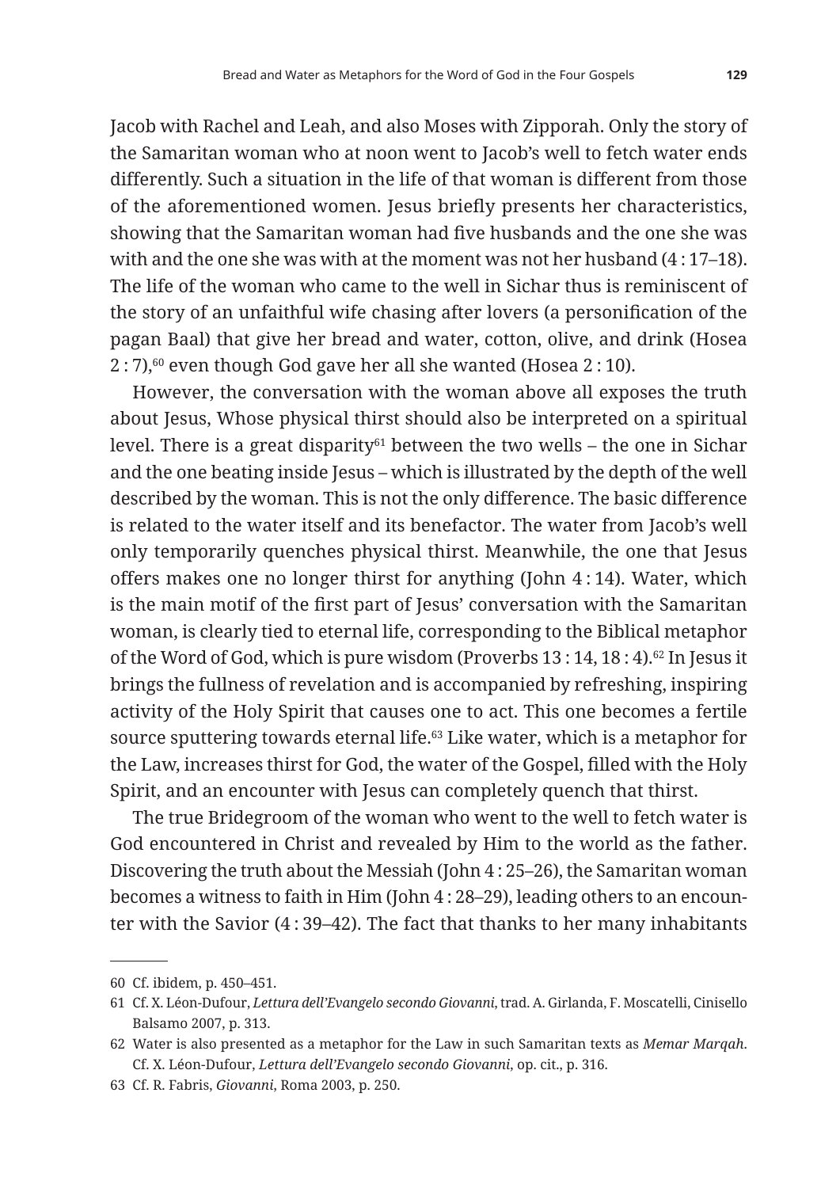Jacob with Rachel and Leah, and also Moses with Zipporah. Only the story of the Samaritan woman who at noon went to Jacob's well to fetch water ends differently. Such a situation in the life of that woman is different from those of the aforementioned women. Jesus briefly presents her characteristics, showing that the Samaritan woman had five husbands and the one she was with and the one she was with at the moment was not her husband (4 : 17–18). The life of the woman who came to the well in Sichar thus is reminiscent of the story of an unfaithful wife chasing after lovers (a personification of the pagan Baal) that give her bread and water, cotton, olive, and drink (Hosea 2 : 7),[60] even though God gave her all she wanted (Hosea 2 : 10).

However, the conversation with the woman above all exposes the truth about Jesus, Whose physical thirst should also be interpreted on a spiritual level. There is a great disparity[61] between the two wells – the one in Sichar and the one beating inside Jesus – which is illustrated by the depth of the well described by the woman. This is not the only difference. The basic difference is related to the water itself and its benefactor. The water from Jacob's well only temporarily quenches physical thirst. Meanwhile, the one that Jesus offers makes one no longer thirst for anything (John 4 : 14). Water, which is the main motif of the first part of Jesus' conversation with the Samaritan woman, is clearly tied to eternal life, corresponding to the Biblical metaphor of the Word of God, which is pure wisdom (Proverbs 13 : 14, 18 : 4).[62] In Jesus it brings the fullness of revelation and is accompanied by refreshing, inspiring activity of the Holy Spirit that causes one to act. This one becomes a fertile source sputtering towards eternal life.[63] Like water, which is a metaphor for the Law, increases thirst for God, the water of the Gospel, filled with the Holy Spirit, and an encounter with Jesus can completely quench that thirst.

The true Bridegroom of the woman who went to the well to fetch water is God encountered in Christ and revealed by Him to the world as the father. Discovering the truth about the Messiah (John 4 : 25–26), the Samaritan woman becomes a witness to faith in Him (John 4 : 28–29), leading others to an encounter with the Savior (4 : 39–42). The fact that thanks to her many inhabitants

---

60 Cf. ibidem, p. 450–451.

61 Cf. X. Léon-Dufour, *Lettura dell'Evangelo secondo Giovanni*, trad. A. Girlanda, F. Moscatelli, Cinisello Balsamo 2007, p. 313.

62 Water is also presented as a metaphor for the Law in such Samaritan texts as *Memar Marqah*. Cf. X. Léon-Dufour, *Lettura dell'Evangelo secondo Giovanni*, op. cit., p. 316.

63 Cf. R. Fabris, *Giovanni*, Roma 2003, p. 250.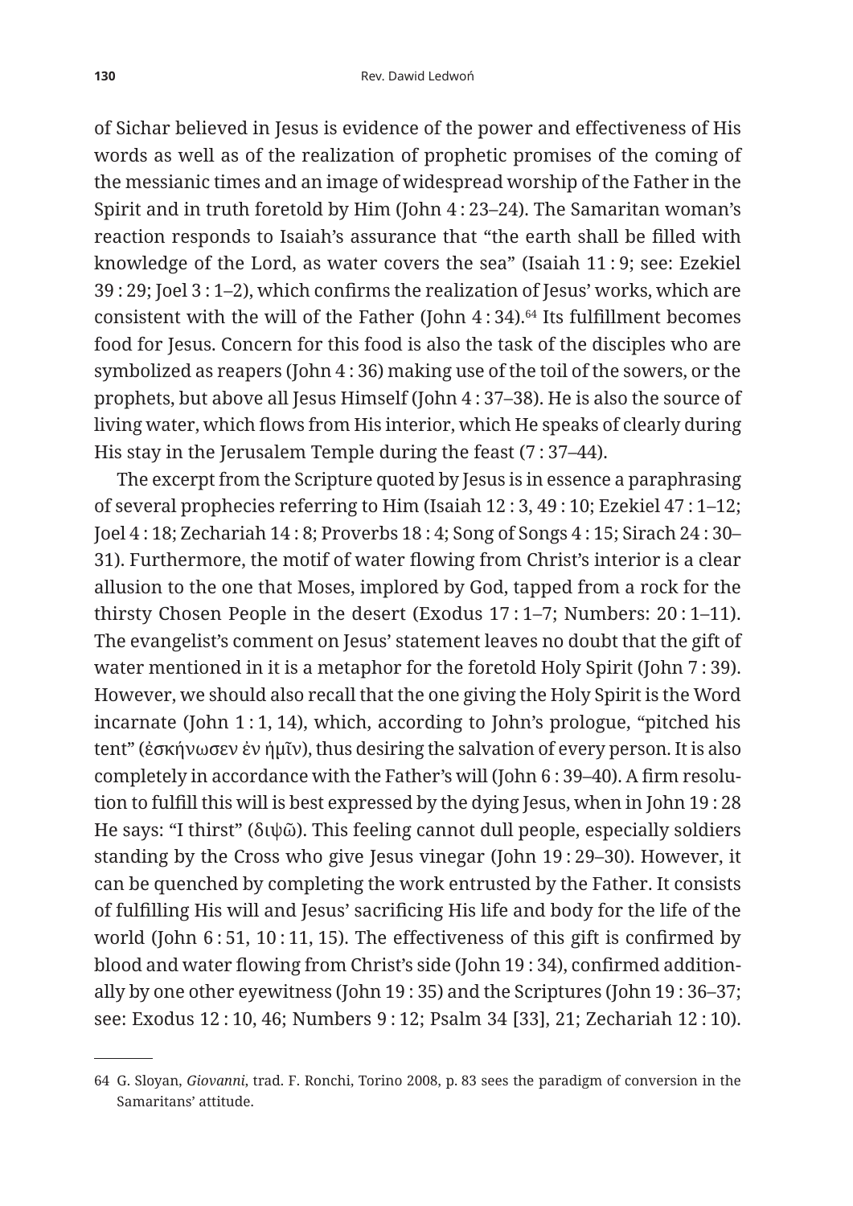of Sichar believed in Jesus is evidence of the power and effectiveness of His words as well as of the realization of prophetic promises of the coming of the messianic times and an image of widespread worship of the Father in the Spirit and in truth foretold by Him (John 4 : 23–24). The Samaritan woman's reaction responds to Isaiah's assurance that "the earth shall be filled with knowledge of the Lord, as water covers the sea" (Isaiah 11 : 9; see: Ezekiel 39 : 29; Joel 3 : 1–2), which confirms the realization of Jesus' works, which are consistent with the will of the Father (John 4 : 34).[64] Its fulfillment becomes food for Jesus. Concern for this food is also the task of the disciples who are symbolized as reapers (John 4 : 36) making use of the toil of the sowers, or the prophets, but above all Jesus Himself (John 4 : 37–38). He is also the source of living water, which flows from His interior, which He speaks of clearly during His stay in the Jerusalem Temple during the feast (7 : 37–44).

The excerpt from the Scripture quoted by Jesus is in essence a paraphrasing of several prophecies referring to Him (Isaiah 12 : 3, 49 : 10; Ezekiel 47 : 1–12; Joel 4 : 18; Zechariah 14 : 8; Proverbs 18 : 4; Song of Songs 4 : 15; Sirach 24 : 30–31). Furthermore, the motif of water flowing from Christ's interior is a clear allusion to the one that Moses, implored by God, tapped from a rock for the thirsty Chosen People in the desert (Exodus 17 : 1–7; Numbers: 20 : 1–11). The evangelist's comment on Jesus' statement leaves no doubt that the gift of water mentioned in it is a metaphor for the foretold Holy Spirit (John 7 : 39). However, we should also recall that the one giving the Holy Spirit is the Word incarnate (John 1 : 1, 14), which, according to John's prologue, "pitched his tent" (ἐσκήνωσεν ἐν ἡμῖν), thus desiring the salvation of every person. It is also completely in accordance with the Father's will (John 6 : 39–40). A firm resolution to fulfill this will is best expressed by the dying Jesus, when in John 19 : 28 He says: "I thirst" (διψῶ). This feeling cannot dull people, especially soldiers standing by the Cross who give Jesus vinegar (John 19 : 29–30). However, it can be quenched by completing the work entrusted by the Father. It consists of fulfilling His will and Jesus' sacrificing His life and body for the life of the world (John 6 : 51, 10 : 11, 15). The effectiveness of this gift is confirmed by blood and water flowing from Christ's side (John 19 : 34), confirmed additionally by one other eyewitness (John 19 : 35) and the Scriptures (John 19 : 36–37; see: Exodus 12 : 10, 46; Numbers 9 : 12; Psalm 34 [33], 21; Zechariah 12 : 10).

---

64 G. Sloyan, *Giovanni*, trad. F. Ronchi, Torino 2008, p. 83 sees the paradigm of conversion in the Samaritans' attitude.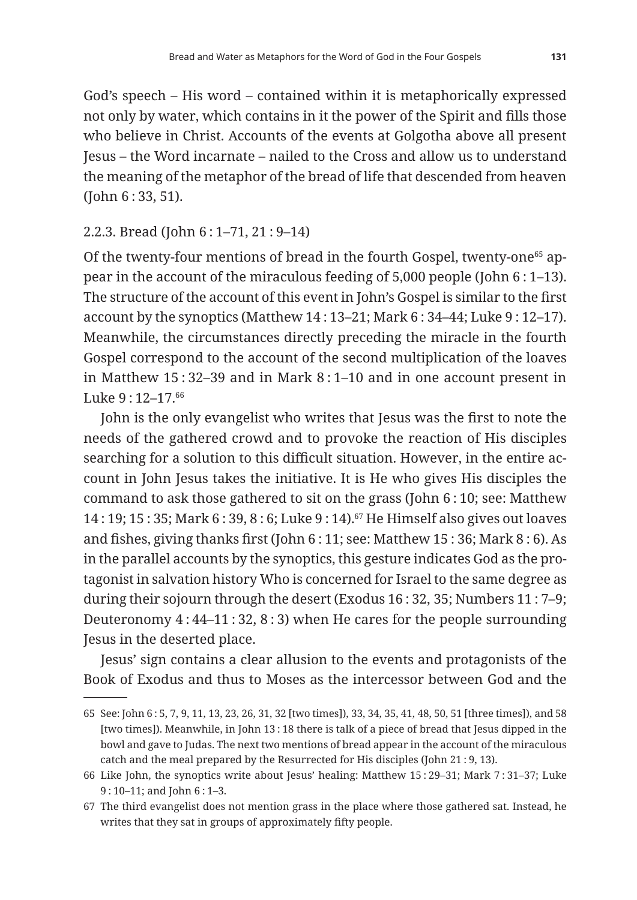God's speech – His word – contained within it is metaphorically expressed not only by water, which contains in it the power of the Spirit and fills those who believe in Christ. Accounts of the events at Golgotha above all present Jesus – the Word incarnate – nailed to the Cross and allow us to understand the meaning of the metaphor of the bread of life that descended from heaven (John 6 : 33, 51).

### 2.2.3. Bread (John 6 : 1–71, 21 : 9–14)

Of the twenty-four mentions of bread in the fourth Gospel, twenty-one[65] appear in the account of the miraculous feeding of 5,000 people (John 6 : 1–13). The structure of the account of this event in John's Gospel is similar to the first account by the synoptics (Matthew 14 : 13–21; Mark 6 : 34–44; Luke 9 : 12–17). Meanwhile, the circumstances directly preceding the miracle in the fourth Gospel correspond to the account of the second multiplication of the loaves in Matthew 15 : 32–39 and in Mark 8 : 1–10 and in one account present in Luke 9 : 12–17.[66]

John is the only evangelist who writes that Jesus was the first to note the needs of the gathered crowd and to provoke the reaction of His disciples searching for a solution to this difficult situation. However, in the entire account in John Jesus takes the initiative. It is He who gives His disciples the command to ask those gathered to sit on the grass (John 6 : 10; see: Matthew 14 : 19; 15 : 35; Mark 6 : 39, 8 : 6; Luke 9 : 14).[67] He Himself also gives out loaves and fishes, giving thanks first (John 6 : 11; see: Matthew 15 : 36; Mark 8 : 6). As in the parallel accounts by the synoptics, this gesture indicates God as the protagonist in salvation history Who is concerned for Israel to the same degree as during their sojourn through the desert (Exodus 16 : 32, 35; Numbers 11 : 7–9; Deuteronomy 4 : 44–11 : 32, 8 : 3) when He cares for the people surrounding Jesus in the deserted place.

Jesus' sign contains a clear allusion to the events and protagonists of the Book of Exodus and thus to Moses as the intercessor between God and the

---

65 See: John 6 : 5, 7, 9, 11, 13, 23, 26, 31, 32 [two times]), 33, 34, 35, 41, 48, 50, 51 [three times]), and 58 [two times]). Meanwhile, in John 13 : 18 there is talk of a piece of bread that Jesus dipped in the bowl and gave to Judas. The next two mentions of bread appear in the account of the miraculous catch and the meal prepared by the Resurrected for His disciples (John 21 : 9, 13).

66 Like John, the synoptics write about Jesus' healing: Matthew 15 : 29–31; Mark 7 : 31–37; Luke 9 : 10–11; and John 6 : 1–3.

67 The third evangelist does not mention grass in the place where those gathered sat. Instead, he writes that they sat in groups of approximately fifty people.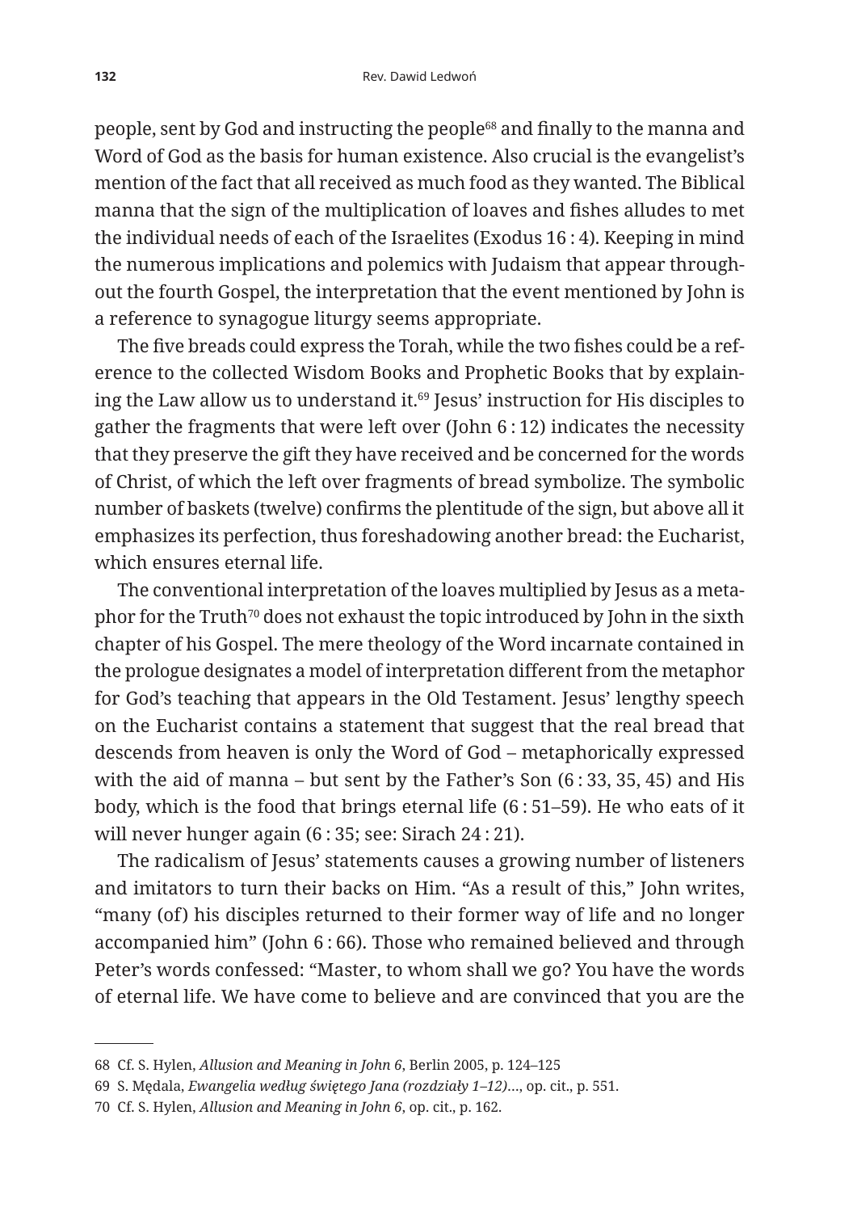people, sent by God and instructing the people[68] and finally to the manna and Word of God as the basis for human existence. Also crucial is the evangelist's mention of the fact that all received as much food as they wanted. The Biblical manna that the sign of the multiplication of loaves and fishes alludes to met the individual needs of each of the Israelites (Exodus 16 : 4). Keeping in mind the numerous implications and polemics with Judaism that appear throughout the fourth Gospel, the interpretation that the event mentioned by John is a reference to synagogue liturgy seems appropriate.

The five breads could express the Torah, while the two fishes could be a reference to the collected Wisdom Books and Prophetic Books that by explaining the Law allow us to understand it.[69] Jesus' instruction for His disciples to gather the fragments that were left over (John 6 : 12) indicates the necessity that they preserve the gift they have received and be concerned for the words of Christ, of which the left over fragments of bread symbolize. The symbolic number of baskets (twelve) confirms the plentitude of the sign, but above all it emphasizes its perfection, thus foreshadowing another bread: the Eucharist, which ensures eternal life.

The conventional interpretation of the loaves multiplied by Jesus as a metaphor for the Truth[70] does not exhaust the topic introduced by John in the sixth chapter of his Gospel. The mere theology of the Word incarnate contained in the prologue designates a model of interpretation different from the metaphor for God's teaching that appears in the Old Testament. Jesus' lengthy speech on the Eucharist contains a statement that suggest that the real bread that descends from heaven is only the Word of God – metaphorically expressed with the aid of manna – but sent by the Father's Son (6 : 33, 35, 45) and His body, which is the food that brings eternal life (6 : 51–59). He who eats of it will never hunger again (6 : 35; see: Sirach 24 : 21).

The radicalism of Jesus' statements causes a growing number of listeners and imitators to turn their backs on Him. "As a result of this," John writes, "many (of) his disciples returned to their former way of life and no longer accompanied him" (John 6 : 66). Those who remained believed and through Peter's words confessed: "Master, to whom shall we go? You have the words of eternal life. We have come to believe and are convinced that you are the

---

68 Cf. S. Hylen, *Allusion and Meaning in John 6*, Berlin 2005, p. 124–125

69 S. Mędala, *Ewangelia według świętego Jana (rozdziały 1–12)*…, op. cit., p. 551.

70 Cf. S. Hylen, *Allusion and Meaning in John 6*, op. cit., p. 162.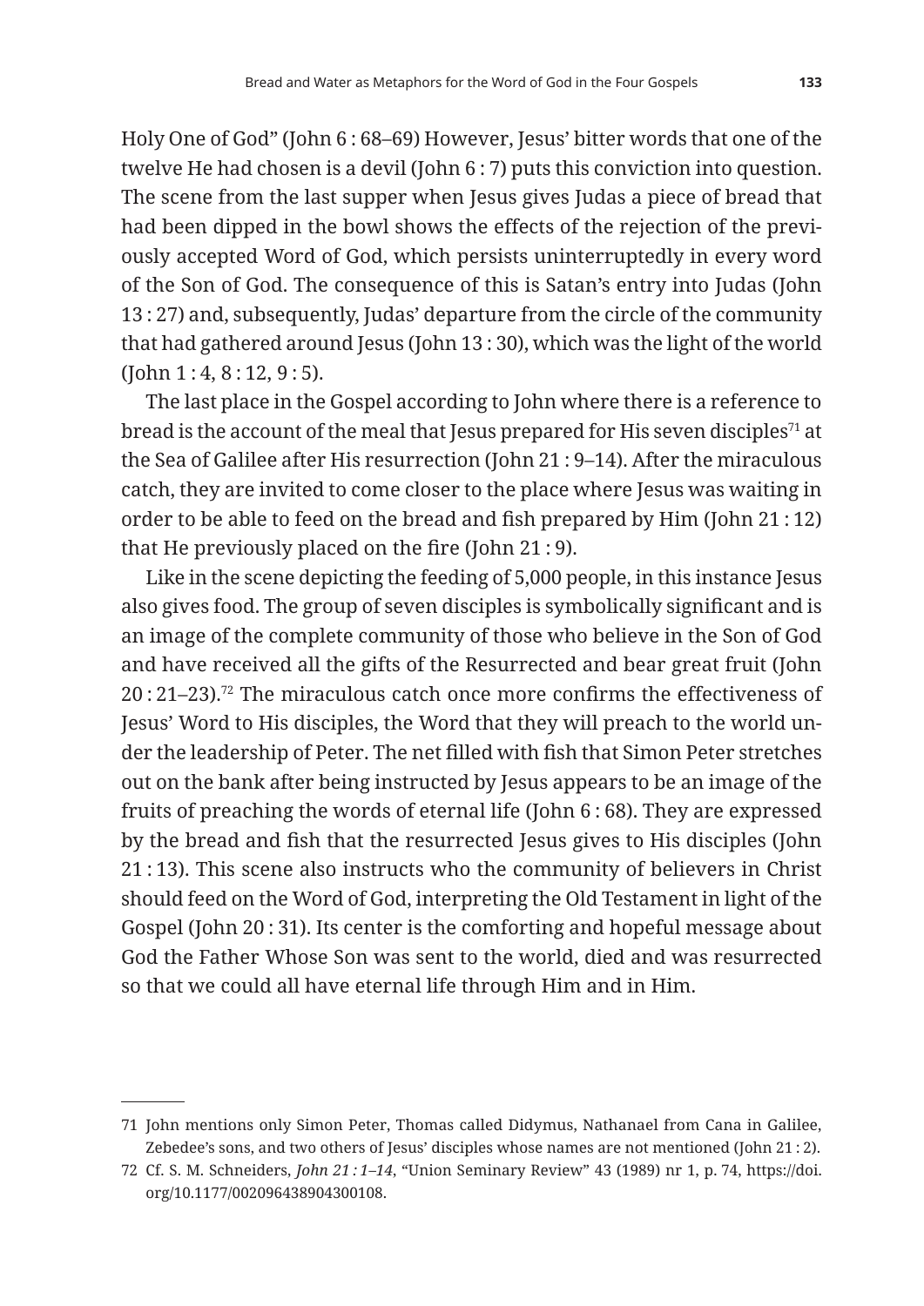Holy One of God" (John 6 : 68–69) However, Jesus' bitter words that one of the twelve He had chosen is a devil (John 6 : 7) puts this conviction into question. The scene from the last supper when Jesus gives Judas a piece of bread that had been dipped in the bowl shows the effects of the rejection of the previously accepted Word of God, which persists uninterruptedly in every word of the Son of God. The consequence of this is Satan's entry into Judas (John 13 : 27) and, subsequently, Judas' departure from the circle of the community that had gathered around Jesus (John 13 : 30), which was the light of the world (John 1 : 4, 8 : 12, 9 : 5).

The last place in the Gospel according to John where there is a reference to bread is the account of the meal that Jesus prepared for His seven disciples[71] at the Sea of Galilee after His resurrection (John 21 : 9–14). After the miraculous catch, they are invited to come closer to the place where Jesus was waiting in order to be able to feed on the bread and fish prepared by Him (John 21 : 12) that He previously placed on the fire (John 21 : 9).

Like in the scene depicting the feeding of 5,000 people, in this instance Jesus also gives food. The group of seven disciples is symbolically significant and is an image of the complete community of those who believe in the Son of God and have received all the gifts of the Resurrected and bear great fruit (John 20 : 21–23).[72] The miraculous catch once more confirms the effectiveness of Jesus' Word to His disciples, the Word that they will preach to the world under the leadership of Peter. The net filled with fish that Simon Peter stretches out on the bank after being instructed by Jesus appears to be an image of the fruits of preaching the words of eternal life (John 6 : 68). They are expressed by the bread and fish that the resurrected Jesus gives to His disciples (John 21 : 13). This scene also instructs who the community of believers in Christ should feed on the Word of God, interpreting the Old Testament in light of the Gospel (John 20 : 31). Its center is the comforting and hopeful message about God the Father Whose Son was sent to the world, died and was resurrected so that we could all have eternal life through Him and in Him.

---

71 John mentions only Simon Peter, Thomas called Didymus, Nathanael from Cana in Galilee, Zebedee's sons, and two others of Jesus' disciples whose names are not mentioned (John 21 : 2).

72 Cf. S. M. Schneiders, *John 21 : 1–14*, "Union Seminary Review" 43 (1989) nr 1, p. 74, https://doi.org/10.1177/002096438904300108.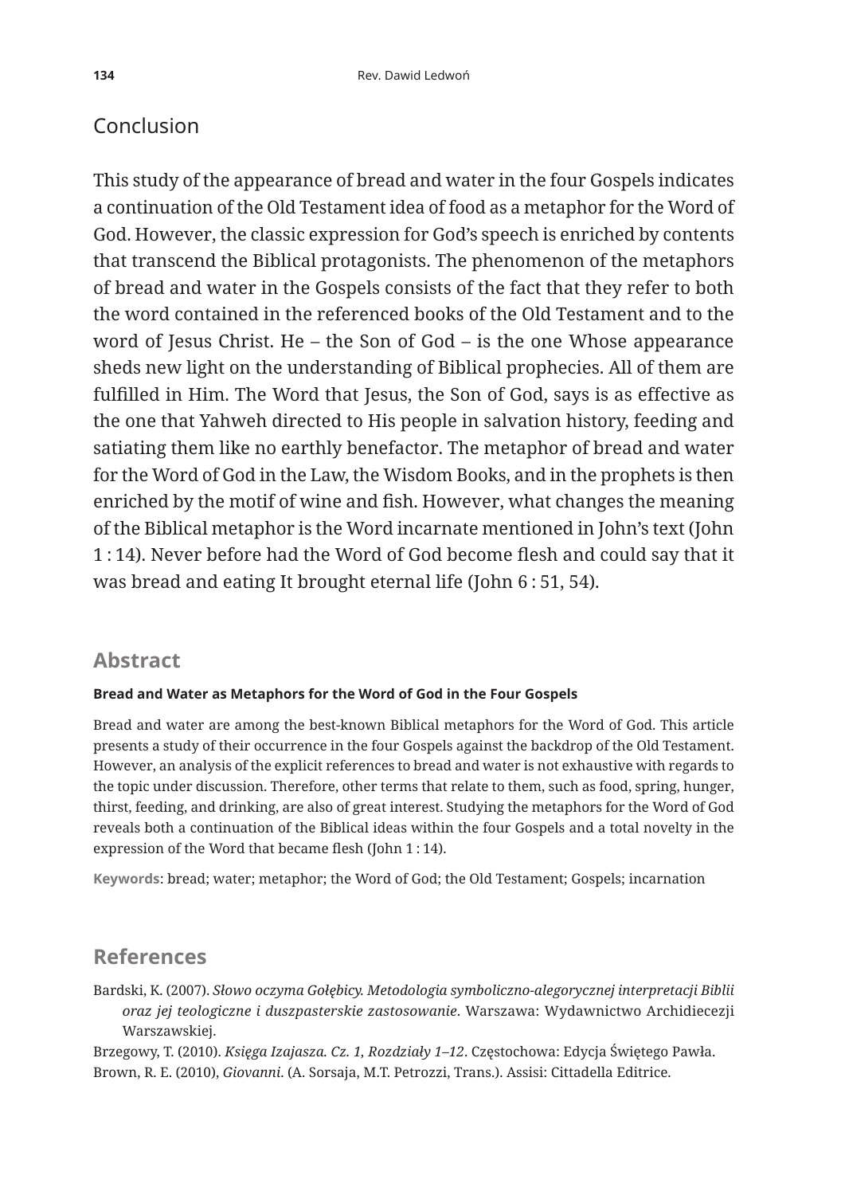## Conclusion

This study of the appearance of bread and water in the four Gospels indicates a continuation of the Old Testament idea of food as a metaphor for the Word of God. However, the classic expression for God's speech is enriched by contents that transcend the Biblical protagonists. The phenomenon of the metaphors of bread and water in the Gospels consists of the fact that they refer to both the word contained in the referenced books of the Old Testament and to the word of Jesus Christ. He – the Son of God – is the one Whose appearance sheds new light on the understanding of Biblical prophecies. All of them are fulfilled in Him. The Word that Jesus, the Son of God, says is as effective as the one that Yahweh directed to His people in salvation history, feeding and satiating them like no earthly benefactor. The metaphor of bread and water for the Word of God in the Law, the Wisdom Books, and in the prophets is then enriched by the motif of wine and fish. However, what changes the meaning of the Biblical metaphor is the Word incarnate mentioned in John's text (John 1 : 14). Never before had the Word of God become flesh and could say that it was bread and eating It brought eternal life (John 6 : 51, 54).

## Abstract

**Bread and Water as Metaphors for the Word of God in the Four Gospels**

Bread and water are among the best-known Biblical metaphors for the Word of God. This article presents a study of their occurrence in the four Gospels against the backdrop of the Old Testament. However, an analysis of the explicit references to bread and water is not exhaustive with regards to the topic under discussion. Therefore, other terms that relate to them, such as food, spring, hunger, thirst, feeding, and drinking, are also of great interest. Studying the metaphors for the Word of God reveals both a continuation of the Biblical ideas within the four Gospels and a total novelty in the expression of the Word that became flesh (John 1 : 14).

**Keywords**: bread; water; metaphor; the Word of God; the Old Testament; Gospels; incarnation

## References

Bardski, K. (2007). *Słowo oczyma Gołębicy. Metodologia symboliczno-alegorycznej interpretacji Biblii oraz jej teologiczne i duszpasterskie zastosowanie*. Warszawa: Wydawnictwo Archidiecezji Warszawskiej.

Brzegowy, T. (2010). *Księga Izajasza. Cz. 1, Rozdziały 1–12*. Częstochowa: Edycja Świętego Pawła.

Brown, R. E. (2010), *Giovanni*. (A. Sorsaja, M.T. Petrozzi, Trans.). Assisi: Cittadella Editrice.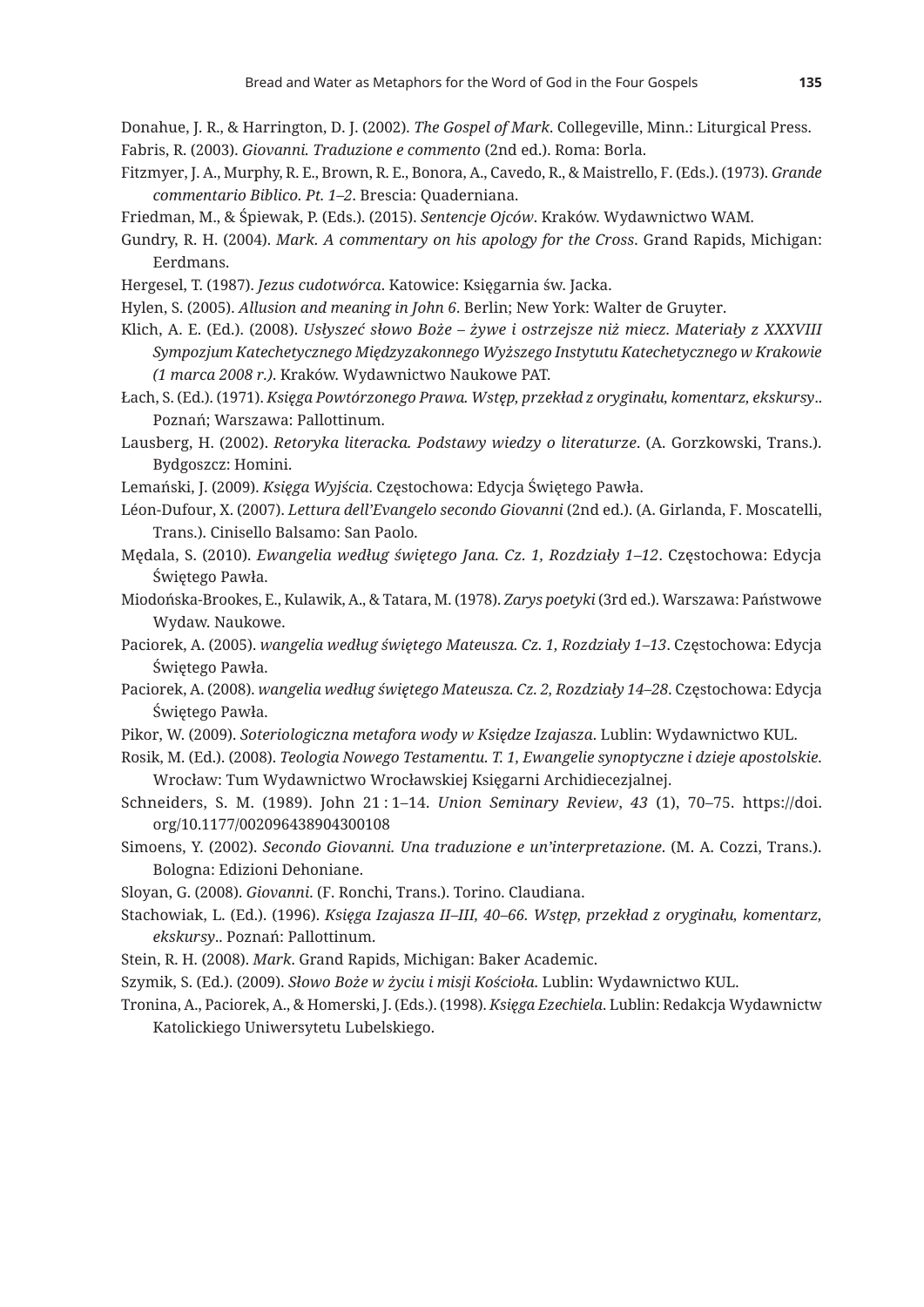Donahue, J. R., & Harrington, D. J. (2002). *The Gospel of Mark*. Collegeville, Minn.: Liturgical Press.

Fabris, R. (2003). *Giovanni. Traduzione e commento* (2nd ed.). Roma: Borla.

Fitzmyer, J. A., Murphy, R. E., Brown, R. E., Bonora, A., Cavedo, R., & Maistrello, F. (Eds.). (1973). *Grande commentario Biblico. Pt. 1–2*. Brescia: Quaderniana.

Friedman, M., & Śpiewak, P. (Eds.). (2015). *Sentencje Ojców*. Kraków. Wydawnictwo WAM.

Gundry, R. H. (2004). *Mark. A commentary on his apology for the Cross*. Grand Rapids, Michigan: Eerdmans.

Hergesel, T. (1987). *Jezus cudotwórca*. Katowice: Księgarnia św. Jacka.

Hylen, S. (2005). *Allusion and meaning in John 6*. Berlin; New York: Walter de Gruyter.

Klich, A. E. (Ed.). (2008). *Usłyszeć słowo Boże – żywe i ostrzejsze niż miecz. Materiały z XXXVIII Sympozjum Katechetycznego Międzyzakonnego Wyższego Instytutu Katechetycznego w Krakowie (1 marca 2008 r.)*. Kraków. Wydawnictwo Naukowe PAT.

Łach, S. (Ed.). (1971). *Księga Powtórzonego Prawa. Wstęp, przekład z oryginału, komentarz, ekskursy*.. Poznań; Warszawa: Pallottinum.

Lausberg, H. (2002). *Retoryka literacka. Podstawy wiedzy o literaturze*. (A. Gorzkowski, Trans.). Bydgoszcz: Homini.

Lemański, J. (2009). *Księga Wyjścia*. Częstochowa: Edycja Świętego Pawła.

Léon-Dufour, X. (2007). *Lettura dell'Evangelo secondo Giovanni* (2nd ed.). (A. Girlanda, F. Moscatelli, Trans.). Cinisello Balsamo: San Paolo.

Mędala, S. (2010). *Ewangelia według świętego Jana. Cz. 1, Rozdziały 1–12*. Częstochowa: Edycja Świętego Pawła.

Miodońska-Brookes, E., Kulawik, A., & Tatara, M. (1978). *Zarys poetyki* (3rd ed.). Warszawa: Państwowe Wydaw. Naukowe.

Paciorek, A. (2005). *wangelia według świętego Mateusza. Cz. 1, Rozdziały 1–13*. Częstochowa: Edycja Świętego Pawła.

Paciorek, A. (2008). *wangelia według świętego Mateusza. Cz. 2, Rozdziały 14–28*. Częstochowa: Edycja Świętego Pawła.

Pikor, W. (2009). *Soteriologiczna metafora wody w Księdze Izajasza*. Lublin: Wydawnictwo KUL.

Rosik, M. (Ed.). (2008). *Teologia Nowego Testamentu. T. 1, Ewangelie synoptyczne i dzieje apostolskie*. Wrocław: Tum Wydawnictwo Wrocławskiej Księgarni Archidiecezjalnej.

Schneiders, S. M. (1989). John 21 : 1–14. *Union Seminary Review*, *43* (1), 70–75. https://doi.org/10.1177/002096438904300108

Simoens, Y. (2002). *Secondo Giovanni. Una traduzione e un'interpretazione*. (M. A. Cozzi, Trans.). Bologna: Edizioni Dehoniane.

Sloyan, G. (2008). *Giovanni*. (F. Ronchi, Trans.). Torino. Claudiana.

Stachowiak, L. (Ed.). (1996). *Księga Izajasza II–III, 40–66. Wstęp, przekład z oryginału, komentarz, ekskursy*.. Poznań: Pallottinum.

Stein, R. H. (2008). *Mark*. Grand Rapids, Michigan: Baker Academic.

Szymik, S. (Ed.). (2009). *Słowo Boże w życiu i misji Kościoła*. Lublin: Wydawnictwo KUL.

Tronina, A., Paciorek, A., & Homerski, J. (Eds.). (1998). *Księga Ezechiela*. Lublin: Redakcja Wydawnictw Katolickiego Uniwersytetu Lubelskiego.